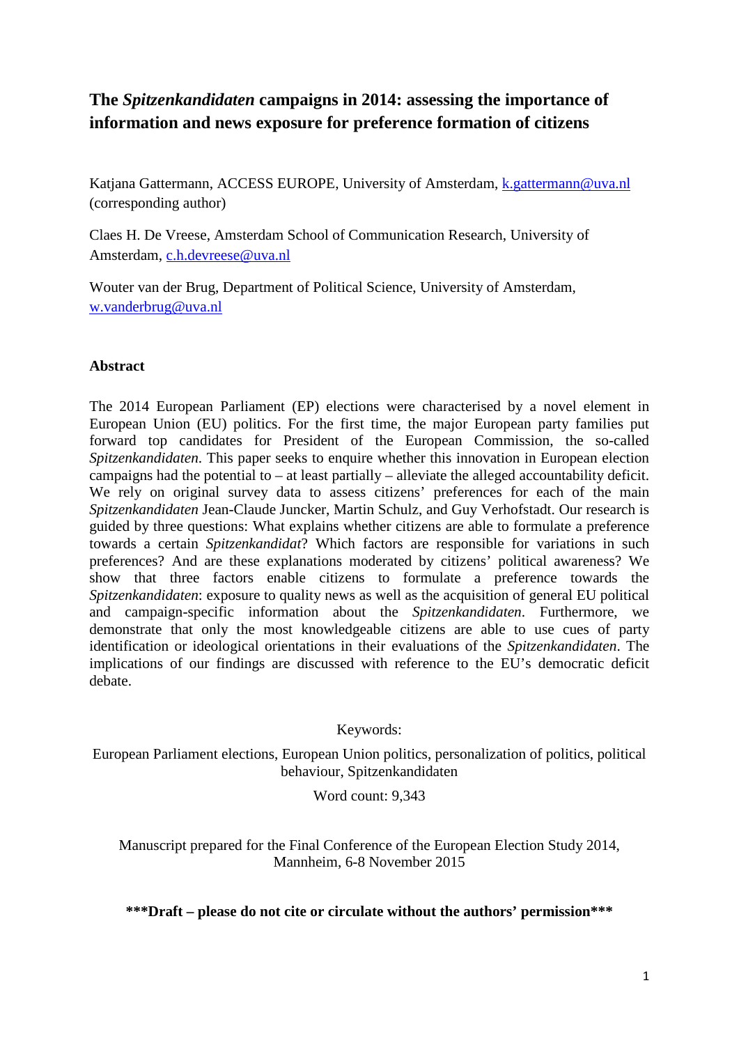# The *Spitzenkandidaten* campaigns in 2014: assessing the importance of information and news exposure for preference formation of citizens

Katjana Gattermann, ACCESS EUROPE, University of Amsterdam, k.gattermann@uva.nl (corresponding author)

Claes H. De Vreese, Amsterdam School of Communication Research, University of Amsterdam, c.h.devreese@uva.nl

Wouter van der Brug, Department of Political Science, University of Amsterdam, w.vanderbrug@uva.nl

## Abstract

The 2014 European Parliament (EP) elections were characterised by a novel element in European Union (EU) politics. For the first time, the major European party families put forward top candidates for President of the European Commission, the so-called *Spitzenkandidaten*. This paper seeks to enquire whether this innovation in European election campaigns had the potential to – at least partially – alleviate the alleged accountability deficit. We rely on original survey data to assess citizens' preferences for each of the main *Spitzenkandidaten* Jean-Claude Juncker, Martin Schulz, and Guy Verhofstadt. Our research is guided by three questions: What explains whether citizens are able to formulate a preference towards a certain *Spitzenkandidat*? Which factors are responsible for variations in such preferences? And are these explanations moderated by citizens' political awareness? We show that three factors enable citizens to formulate a preference towards the *Spitzenkandidaten*: exposure to quality news as well as the acquisition of general EU political and campaign-specific information about the *Spitzenkandidaten*. Furthermore, we demonstrate that only the most knowledgeable citizens are able to use cues of party identification or ideological orientations in their evaluations of the *Spitzenkandidaten*. The implications of our findings are discussed with reference to the EU's democratic deficit debate.

Keywords:

European Parliament elections, European Union politics, personalization of politics, political behaviour, Spitzenkandidaten

Word count: 9,343

Manuscript prepared for the Final Conference of the European Election Study 2014, Mannheim, 6-8 November 2015

**\*\*\*Draft – please do not cite or circulate without the authors' permission\*\*\***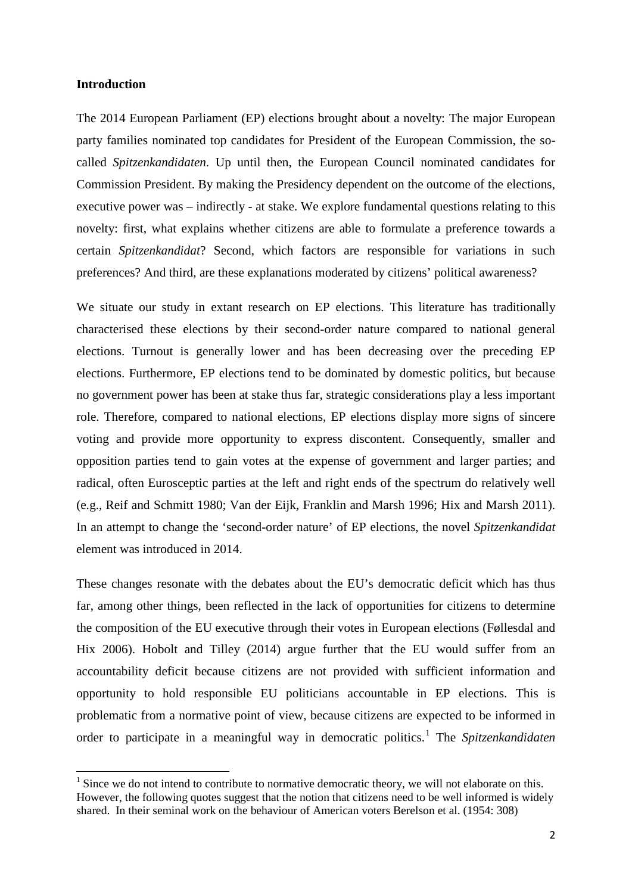## Introduction

The 2014 European Parliament (EP) elections brought about a novelty: The major European party families nominated top candidates for President of the European Commission, the so-called *Spitzenkandidaten*. Up until then, the European Council nominated candidates for Commission President. By making the Presidency dependent on the outcome of the elections, executive power was – indirectly - at stake. We explore fundamental questions relating to this novelty: first, what explains whether citizens are able to formulate a preference towards a certain *Spitzenkandidat*? Second, which factors are responsible for variations in such preferences? And third, are these explanations moderated by citizens' political awareness?

We situate our study in extant research on EP elections. This literature has traditionally characterised these elections by their second-order nature compared to national general elections. Turnout is generally lower and has been decreasing over the preceding EP elections. Furthermore, EP elections tend to be dominated by domestic politics, but because no government power has been at stake thus far, strategic considerations play a less important role. Therefore, compared to national elections, EP elections display more signs of sincere voting and provide more opportunity to express discontent. Consequently, smaller and opposition parties tend to gain votes at the expense of government and larger parties; and radical, often Eurosceptic parties at the left and right ends of the spectrum do relatively well (e.g., Reif and Schmitt 1980; Van der Eijk, Franklin and Marsh 1996; Hix and Marsh 2011). In an attempt to change the 'second-order nature' of EP elections, the novel *Spitzenkandidat* element was introduced in 2014.

These changes resonate with the debates about the EU's democratic deficit which has thus far, among other things, been reflected in the lack of opportunities for citizens to determine the composition of the EU executive through their votes in European elections (Føllesdal and Hix 2006). Hobolt and Tilley (2014) argue further that the EU would suffer from an accountability deficit because citizens are not provided with sufficient information and opportunity to hold responsible EU politicians accountable in EP elections. This is problematic from a normative point of view, because citizens are expected to be informed in order to participate in a meaningful way in democratic politics.[1] The *Spitzenkandidaten*

[1] Since we do not intend to contribute to normative democratic theory, we will not elaborate on this. However, the following quotes suggest that the notion that citizens need to be well informed is widely shared. In their seminal work on the behaviour of American voters Berelson et al. (1954: 308)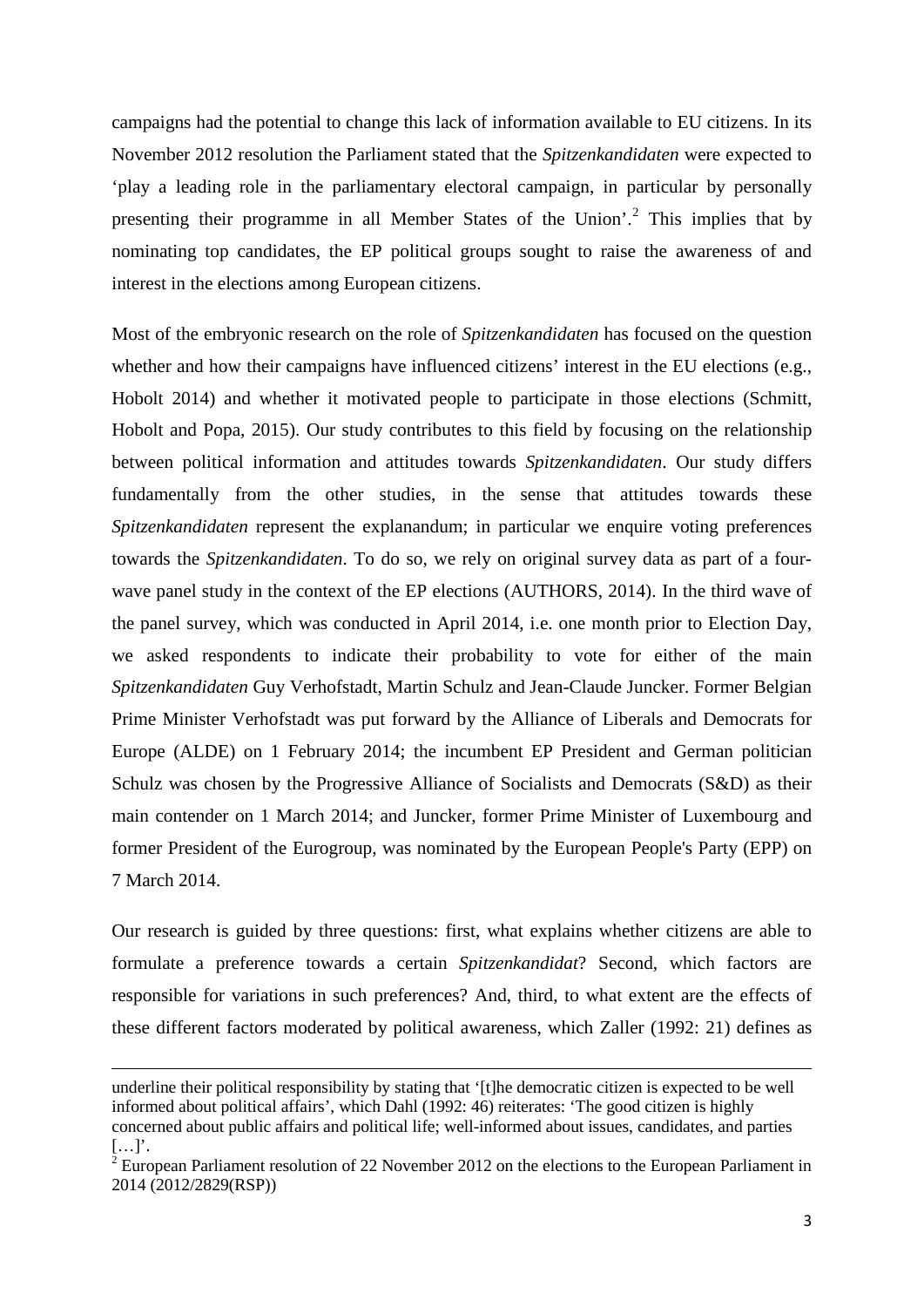campaigns had the potential to change this lack of information available to EU citizens. In its November 2012 resolution the Parliament stated that the *Spitzenkandidaten* were expected to 'play a leading role in the parliamentary electoral campaign, in particular by personally presenting their programme in all Member States of the Union'.[2] This implies that by nominating top candidates, the EP political groups sought to raise the awareness of and interest in the elections among European citizens.

Most of the embryonic research on the role of *Spitzenkandidaten* has focused on the question whether and how their campaigns have influenced citizens' interest in the EU elections (e.g., Hobolt 2014) and whether it motivated people to participate in those elections (Schmitt, Hobolt and Popa, 2015). Our study contributes to this field by focusing on the relationship between political information and attitudes towards *Spitzenkandidaten*. Our study differs fundamentally from the other studies, in the sense that attitudes towards these *Spitzenkandidaten* represent the explanandum; in particular we enquire voting preferences towards the *Spitzenkandidaten*. To do so, we rely on original survey data as part of a four-wave panel study in the context of the EP elections (AUTHORS, 2014). In the third wave of the panel survey, which was conducted in April 2014, i.e. one month prior to Election Day, we asked respondents to indicate their probability to vote for either of the main *Spitzenkandidaten* Guy Verhofstadt, Martin Schulz and Jean-Claude Juncker. Former Belgian Prime Minister Verhofstadt was put forward by the Alliance of Liberals and Democrats for Europe (ALDE) on 1 February 2014; the incumbent EP President and German politician Schulz was chosen by the Progressive Alliance of Socialists and Democrats (S&D) as their main contender on 1 March 2014; and Juncker, former Prime Minister of Luxembourg and former President of the Eurogroup, was nominated by the European People's Party (EPP) on 7 March 2014.

Our research is guided by three questions: first, what explains whether citizens are able to formulate a preference towards a certain *Spitzenkandidat*? Second, which factors are responsible for variations in such preferences? And, third, to what extent are the effects of these different factors moderated by political awareness, which Zaller (1992: 21) defines as

---

underline their political responsibility by stating that '[t]he democratic citizen is expected to be well informed about political affairs', which Dahl (1992: 46) reiterates: 'The good citizen is highly concerned about public affairs and political life; well-informed about issues, candidates, and parties […]'.

[2] European Parliament resolution of 22 November 2012 on the elections to the European Parliament in 2014 (2012/2829(RSP))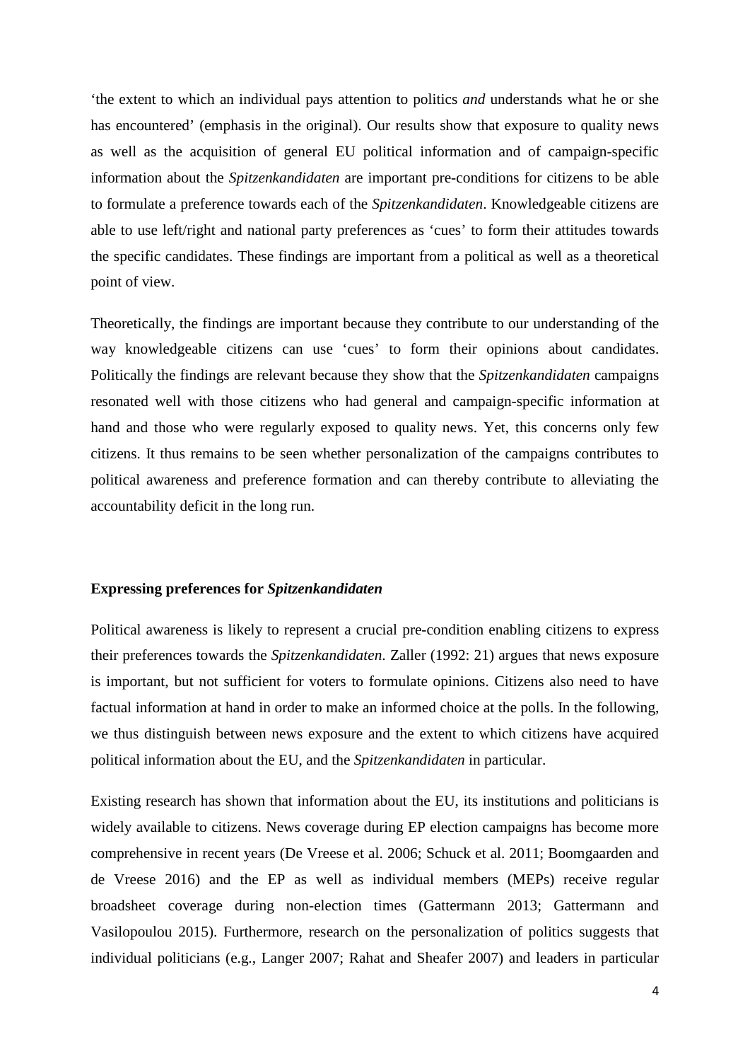‘the extent to which an individual pays attention to politics *and* understands what he or she has encountered’ (emphasis in the original). Our results show that exposure to quality news as well as the acquisition of general EU political information and of campaign-specific information about the *Spitzenkandidaten* are important pre-conditions for citizens to be able to formulate a preference towards each of the *Spitzenkandidaten*. Knowledgeable citizens are able to use left/right and national party preferences as ‘cues’ to form their attitudes towards the specific candidates. These findings are important from a political as well as a theoretical point of view.

Theoretically, the findings are important because they contribute to our understanding of the way knowledgeable citizens can use ‘cues’ to form their opinions about candidates. Politically the findings are relevant because they show that the *Spitzenkandidaten* campaigns resonated well with those citizens who had general and campaign-specific information at hand and those who were regularly exposed to quality news. Yet, this concerns only few citizens. It thus remains to be seen whether personalization of the campaigns contributes to political awareness and preference formation and can thereby contribute to alleviating the accountability deficit in the long run.

## Expressing preferences for *Spitzenkandidaten*

Political awareness is likely to represent a crucial pre-condition enabling citizens to express their preferences towards the *Spitzenkandidaten*. Zaller (1992: 21) argues that news exposure is important, but not sufficient for voters to formulate opinions. Citizens also need to have factual information at hand in order to make an informed choice at the polls. In the following, we thus distinguish between news exposure and the extent to which citizens have acquired political information about the EU, and the *Spitzenkandidaten* in particular.

Existing research has shown that information about the EU, its institutions and politicians is widely available to citizens. News coverage during EP election campaigns has become more comprehensive in recent years (De Vreese et al. 2006; Schuck et al. 2011; Boomgaarden and de Vreese 2016) and the EP as well as individual members (MEPs) receive regular broadsheet coverage during non-election times (Gattermann 2013; Gattermann and Vasilopoulou 2015). Furthermore, research on the personalization of politics suggests that individual politicians (e.g., Langer 2007; Rahat and Sheafer 2007) and leaders in particular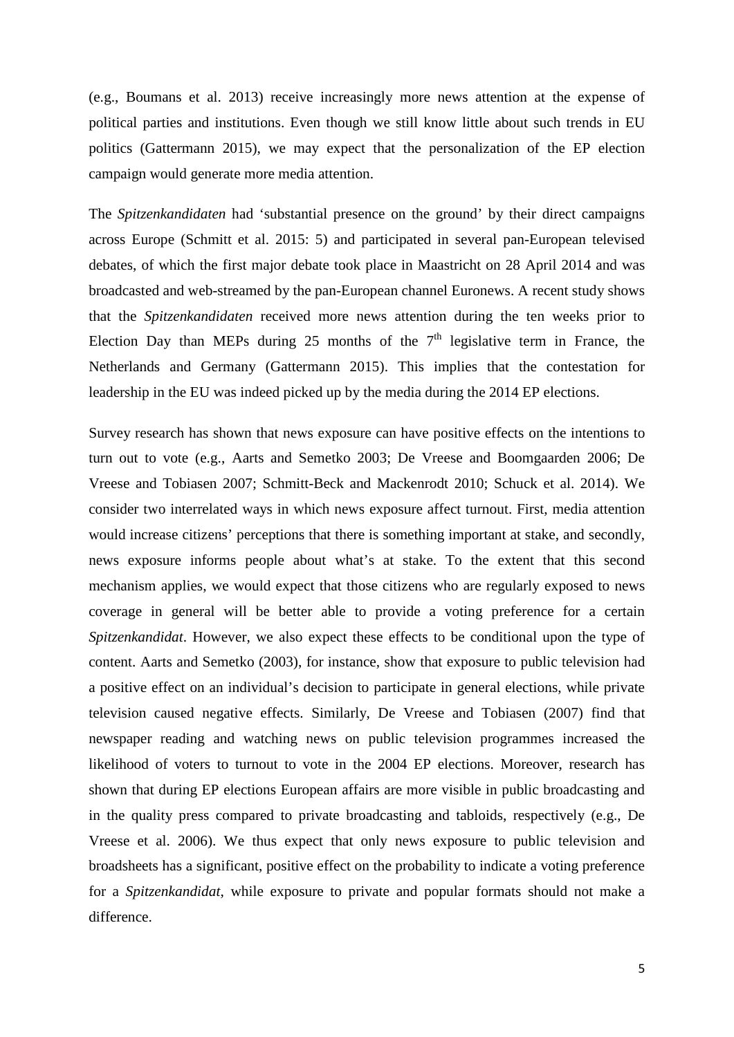(e.g., Boumans et al. 2013) receive increasingly more news attention at the expense of political parties and institutions. Even though we still know little about such trends in EU politics (Gattermann 2015), we may expect that the personalization of the EP election campaign would generate more media attention.

The *Spitzenkandidaten* had 'substantial presence on the ground' by their direct campaigns across Europe (Schmitt et al. 2015: 5) and participated in several pan-European televised debates, of which the first major debate took place in Maastricht on 28 April 2014 and was broadcasted and web-streamed by the pan-European channel Euronews. A recent study shows that the *Spitzenkandidaten* received more news attention during the ten weeks prior to Election Day than MEPs during 25 months of the 7[th] legislative term in France, the Netherlands and Germany (Gattermann 2015). This implies that the contestation for leadership in the EU was indeed picked up by the media during the 2014 EP elections.

Survey research has shown that news exposure can have positive effects on the intentions to turn out to vote (e.g., Aarts and Semetko 2003; De Vreese and Boomgaarden 2006; De Vreese and Tobiasen 2007; Schmitt-Beck and Mackenrodt 2010; Schuck et al. 2014). We consider two interrelated ways in which news exposure affect turnout. First, media attention would increase citizens' perceptions that there is something important at stake, and secondly, news exposure informs people about what's at stake. To the extent that this second mechanism applies, we would expect that those citizens who are regularly exposed to news coverage in general will be better able to provide a voting preference for a certain *Spitzenkandidat*. However, we also expect these effects to be conditional upon the type of content. Aarts and Semetko (2003), for instance, show that exposure to public television had a positive effect on an individual's decision to participate in general elections, while private television caused negative effects. Similarly, De Vreese and Tobiasen (2007) find that newspaper reading and watching news on public television programmes increased the likelihood of voters to turnout to vote in the 2004 EP elections. Moreover, research has shown that during EP elections European affairs are more visible in public broadcasting and in the quality press compared to private broadcasting and tabloids, respectively (e.g., De Vreese et al. 2006). We thus expect that only news exposure to public television and broadsheets has a significant, positive effect on the probability to indicate a voting preference for a *Spitzenkandidat*, while exposure to private and popular formats should not make a difference.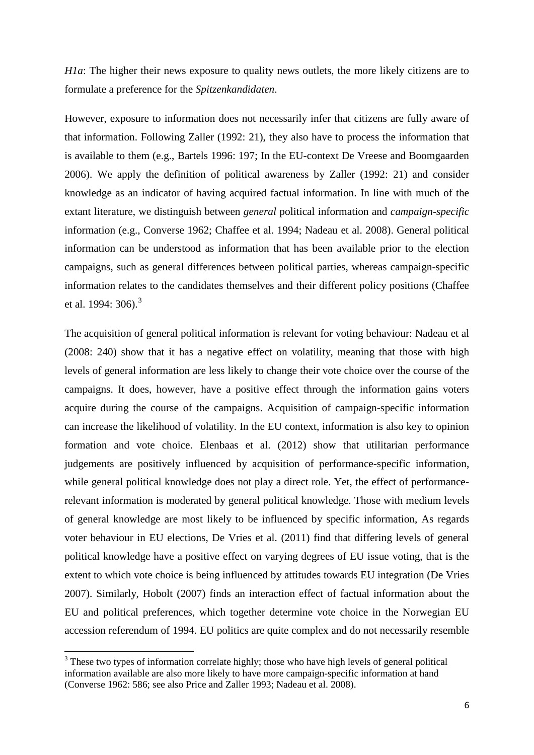*H1a*: The higher their news exposure to quality news outlets, the more likely citizens are to formulate a preference for the *Spitzenkandidaten*.

However, exposure to information does not necessarily infer that citizens are fully aware of that information. Following Zaller (1992: 21), they also have to process the information that is available to them (e.g., Bartels 1996: 197; In the EU-context De Vreese and Boomgaarden 2006). We apply the definition of political awareness by Zaller (1992: 21) and consider knowledge as an indicator of having acquired factual information. In line with much of the extant literature, we distinguish between *general* political information and *campaign-specific* information (e.g., Converse 1962; Chaffee et al. 1994; Nadeau et al. 2008). General political information can be understood as information that has been available prior to the election campaigns, such as general differences between political parties, whereas campaign-specific information relates to the candidates themselves and their different policy positions (Chaffee et al. 1994: 306).[3]

The acquisition of general political information is relevant for voting behaviour: Nadeau et al (2008: 240) show that it has a negative effect on volatility, meaning that those with high levels of general information are less likely to change their vote choice over the course of the campaigns. It does, however, have a positive effect through the information gains voters acquire during the course of the campaigns. Acquisition of campaign-specific information can increase the likelihood of volatility. In the EU context, information is also key to opinion formation and vote choice. Elenbaas et al. (2012) show that utilitarian performance judgements are positively influenced by acquisition of performance-specific information, while general political knowledge does not play a direct role. Yet, the effect of performance-relevant information is moderated by general political knowledge. Those with medium levels of general knowledge are most likely to be influenced by specific information, As regards voter behaviour in EU elections, De Vries et al. (2011) find that differing levels of general political knowledge have a positive effect on varying degrees of EU issue voting, that is the extent to which vote choice is being influenced by attitudes towards EU integration (De Vries 2007). Similarly, Hobolt (2007) finds an interaction effect of factual information about the EU and political preferences, which together determine vote choice in the Norwegian EU accession referendum of 1994. EU politics are quite complex and do not necessarily resemble

[3] These two types of information correlate highly; those who have high levels of general political information available are also more likely to have more campaign-specific information at hand (Converse 1962: 586; see also Price and Zaller 1993; Nadeau et al. 2008).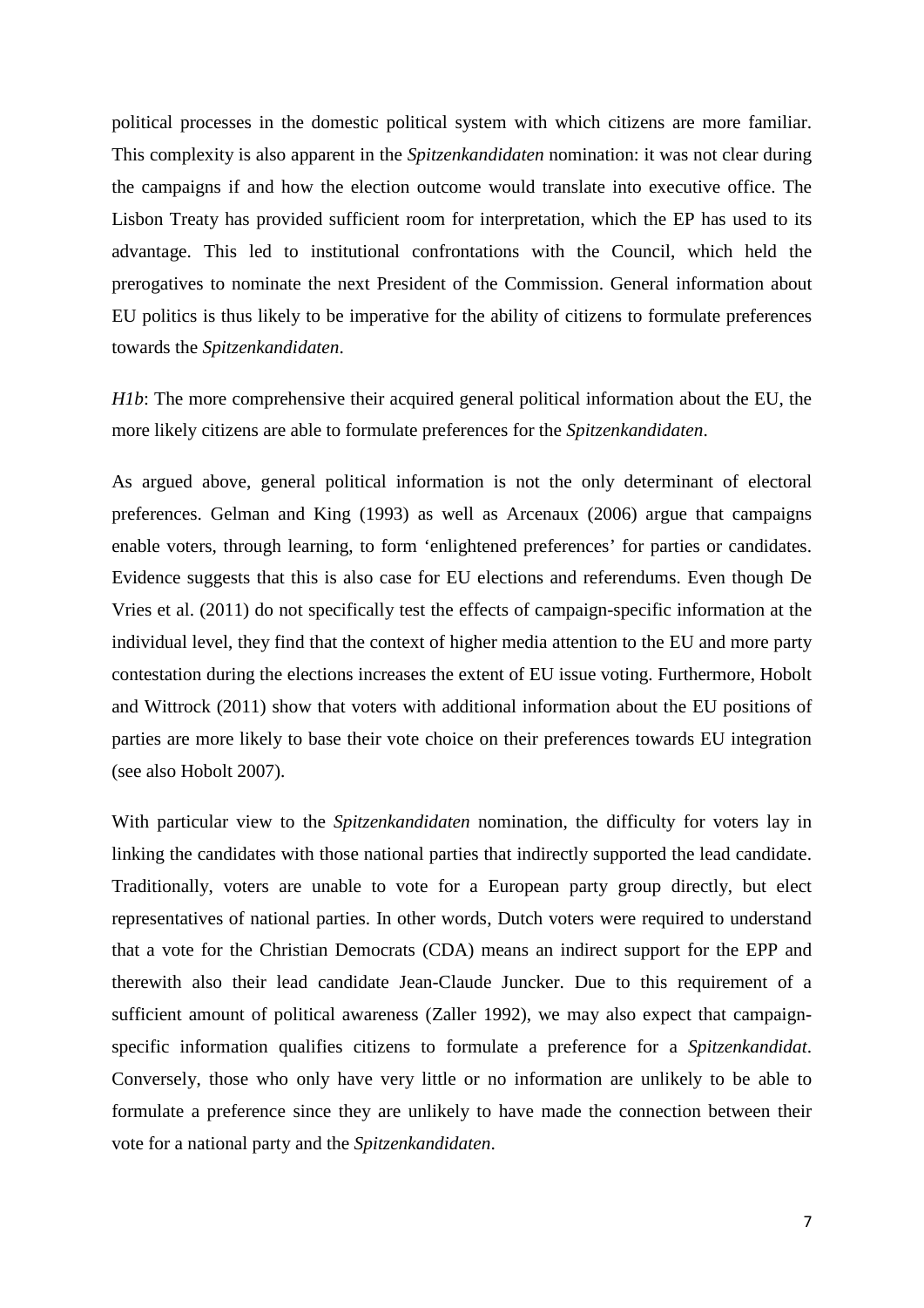political processes in the domestic political system with which citizens are more familiar. This complexity is also apparent in the *Spitzenkandidaten* nomination: it was not clear during the campaigns if and how the election outcome would translate into executive office. The Lisbon Treaty has provided sufficient room for interpretation, which the EP has used to its advantage. This led to institutional confrontations with the Council, which held the prerogatives to nominate the next President of the Commission. General information about EU politics is thus likely to be imperative for the ability of citizens to formulate preferences towards the *Spitzenkandidaten*.

*H1b*: The more comprehensive their acquired general political information about the EU, the more likely citizens are able to formulate preferences for the *Spitzenkandidaten*.

As argued above, general political information is not the only determinant of electoral preferences. Gelman and King (1993) as well as Arcenaux (2006) argue that campaigns enable voters, through learning, to form 'enlightened preferences' for parties or candidates. Evidence suggests that this is also case for EU elections and referendums. Even though De Vries et al. (2011) do not specifically test the effects of campaign-specific information at the individual level, they find that the context of higher media attention to the EU and more party contestation during the elections increases the extent of EU issue voting. Furthermore, Hobolt and Wittrock (2011) show that voters with additional information about the EU positions of parties are more likely to base their vote choice on their preferences towards EU integration (see also Hobolt 2007).

With particular view to the *Spitzenkandidaten* nomination, the difficulty for voters lay in linking the candidates with those national parties that indirectly supported the lead candidate. Traditionally, voters are unable to vote for a European party group directly, but elect representatives of national parties. In other words, Dutch voters were required to understand that a vote for the Christian Democrats (CDA) means an indirect support for the EPP and therewith also their lead candidate Jean-Claude Juncker. Due to this requirement of a sufficient amount of political awareness (Zaller 1992), we may also expect that campaign-specific information qualifies citizens to formulate a preference for a *Spitzenkandidat*. Conversely, those who only have very little or no information are unlikely to be able to formulate a preference since they are unlikely to have made the connection between their vote for a national party and the *Spitzenkandidaten*.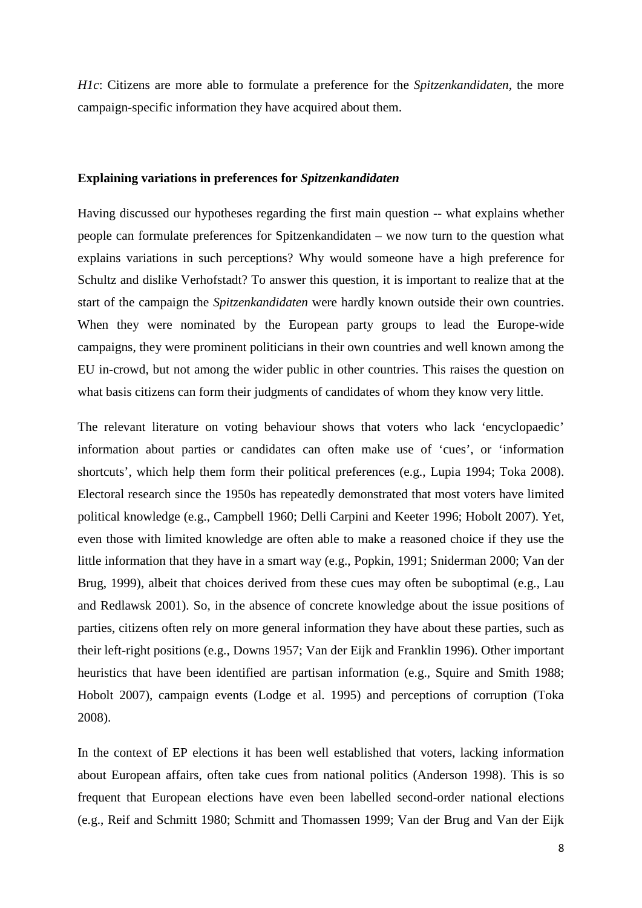*H1c*: Citizens are more able to formulate a preference for the *Spitzenkandidaten,* the more campaign-specific information they have acquired about them.

### Explaining variations in preferences for *Spitzenkandidaten*

Having discussed our hypotheses regarding the first main question -- what explains whether people can formulate preferences for Spitzenkandidaten – we now turn to the question what explains variations in such perceptions? Why would someone have a high preference for Schultz and dislike Verhofstadt? To answer this question, it is important to realize that at the start of the campaign the *Spitzenkandidaten* were hardly known outside their own countries. When they were nominated by the European party groups to lead the Europe-wide campaigns, they were prominent politicians in their own countries and well known among the EU in-crowd, but not among the wider public in other countries. This raises the question on what basis citizens can form their judgments of candidates of whom they know very little.

The relevant literature on voting behaviour shows that voters who lack 'encyclopaedic' information about parties or candidates can often make use of 'cues', or 'information shortcuts', which help them form their political preferences (e.g., Lupia 1994; Toka 2008). Electoral research since the 1950s has repeatedly demonstrated that most voters have limited political knowledge (e.g., Campbell 1960; Delli Carpini and Keeter 1996; Hobolt 2007). Yet, even those with limited knowledge are often able to make a reasoned choice if they use the little information that they have in a smart way (e.g., Popkin, 1991; Sniderman 2000; Van der Brug, 1999), albeit that choices derived from these cues may often be suboptimal (e.g., Lau and Redlawsk 2001). So, in the absence of concrete knowledge about the issue positions of parties, citizens often rely on more general information they have about these parties, such as their left-right positions (e.g., Downs 1957; Van der Eijk and Franklin 1996). Other important heuristics that have been identified are partisan information (e.g., Squire and Smith 1988; Hobolt 2007), campaign events (Lodge et al. 1995) and perceptions of corruption (Toka 2008).

In the context of EP elections it has been well established that voters, lacking information about European affairs, often take cues from national politics (Anderson 1998). This is so frequent that European elections have even been labelled second-order national elections (e.g., Reif and Schmitt 1980; Schmitt and Thomassen 1999; Van der Brug and Van der Eijk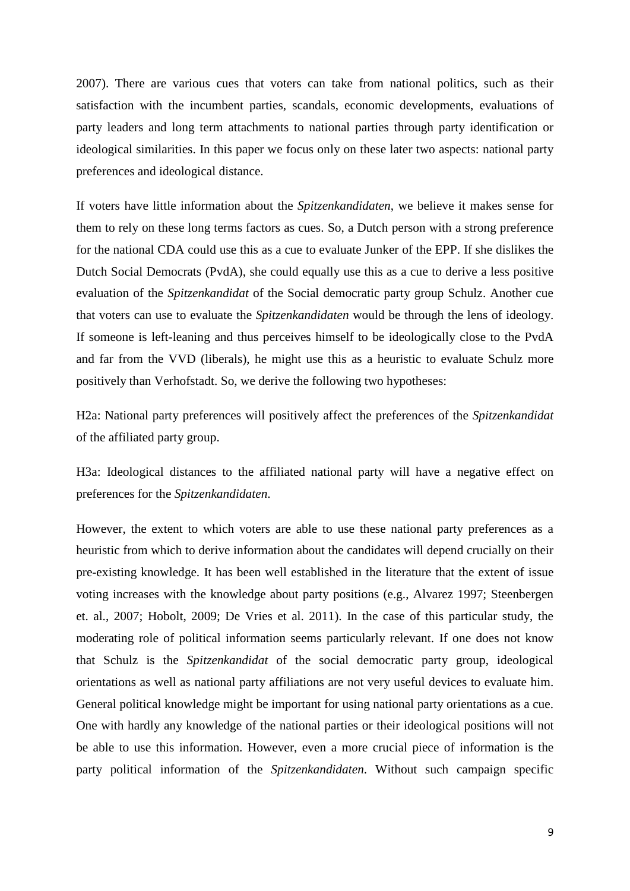2007). There are various cues that voters can take from national politics, such as their satisfaction with the incumbent parties, scandals, economic developments, evaluations of party leaders and long term attachments to national parties through party identification or ideological similarities. In this paper we focus only on these later two aspects: national party preferences and ideological distance.

If voters have little information about the *Spitzenkandidaten*, we believe it makes sense for them to rely on these long terms factors as cues. So, a Dutch person with a strong preference for the national CDA could use this as a cue to evaluate Junker of the EPP. If she dislikes the Dutch Social Democrats (PvdA), she could equally use this as a cue to derive a less positive evaluation of the *Spitzenkandidat* of the Social democratic party group Schulz. Another cue that voters can use to evaluate the *Spitzenkandidaten* would be through the lens of ideology. If someone is left-leaning and thus perceives himself to be ideologically close to the PvdA and far from the VVD (liberals), he might use this as a heuristic to evaluate Schulz more positively than Verhofstadt. So, we derive the following two hypotheses:

H2a: National party preferences will positively affect the preferences of the *Spitzenkandidat* of the affiliated party group.

H3a: Ideological distances to the affiliated national party will have a negative effect on preferences for the *Spitzenkandidaten*.

However, the extent to which voters are able to use these national party preferences as a heuristic from which to derive information about the candidates will depend crucially on their pre-existing knowledge. It has been well established in the literature that the extent of issue voting increases with the knowledge about party positions (e.g., Alvarez 1997; Steenbergen et. al., 2007; Hobolt, 2009; De Vries et al. 2011). In the case of this particular study, the moderating role of political information seems particularly relevant. If one does not know that Schulz is the *Spitzenkandidat* of the social democratic party group, ideological orientations as well as national party affiliations are not very useful devices to evaluate him. General political knowledge might be important for using national party orientations as a cue. One with hardly any knowledge of the national parties or their ideological positions will not be able to use this information. However, even a more crucial piece of information is the party political information of the *Spitzenkandidaten*. Without such campaign specific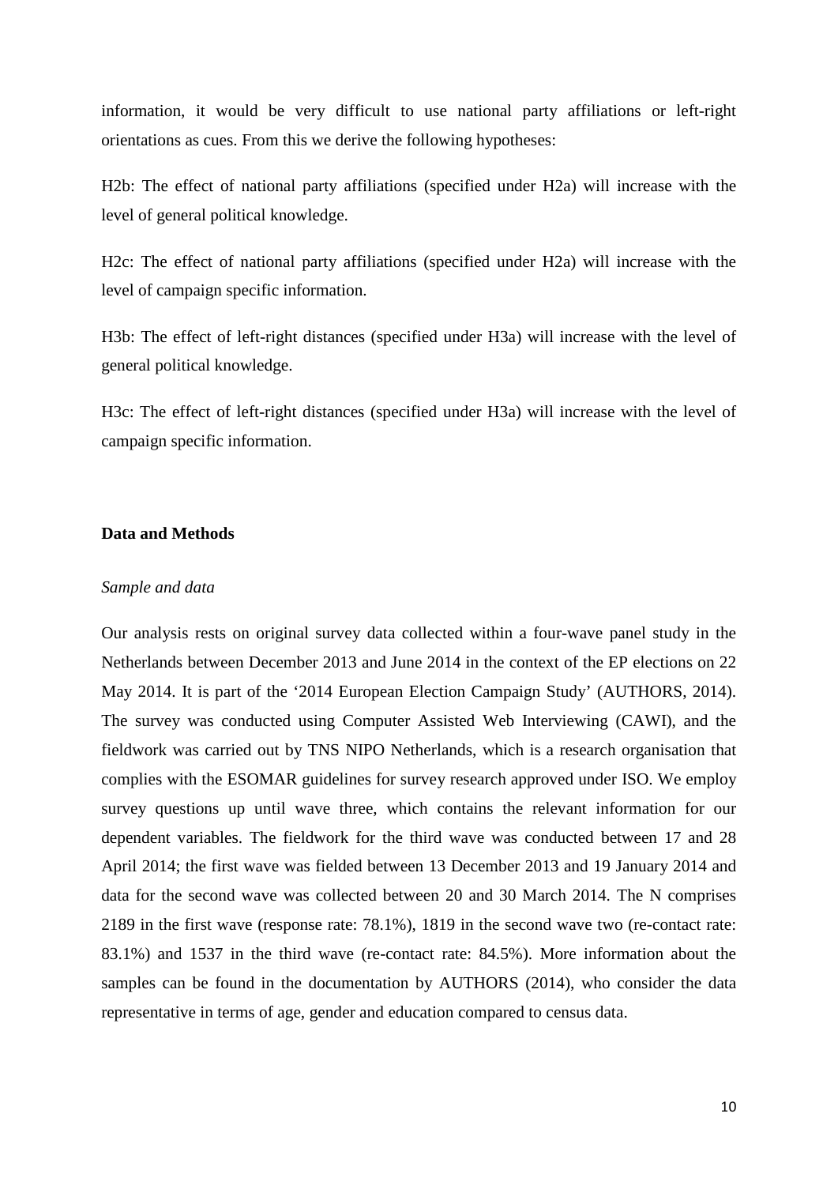information, it would be very difficult to use national party affiliations or left-right orientations as cues. From this we derive the following hypotheses:

H2b: The effect of national party affiliations (specified under H2a) will increase with the level of general political knowledge.

H2c: The effect of national party affiliations (specified under H2a) will increase with the level of campaign specific information.

H3b: The effect of left-right distances (specified under H3a) will increase with the level of general political knowledge.

H3c: The effect of left-right distances (specified under H3a) will increase with the level of campaign specific information.

## Data and Methods

### *Sample and data*

Our analysis rests on original survey data collected within a four-wave panel study in the Netherlands between December 2013 and June 2014 in the context of the EP elections on 22 May 2014. It is part of the '2014 European Election Campaign Study' (AUTHORS, 2014). The survey was conducted using Computer Assisted Web Interviewing (CAWI), and the fieldwork was carried out by TNS NIPO Netherlands, which is a research organisation that complies with the ESOMAR guidelines for survey research approved under ISO. We employ survey questions up until wave three, which contains the relevant information for our dependent variables. The fieldwork for the third wave was conducted between 17 and 28 April 2014; the first wave was fielded between 13 December 2013 and 19 January 2014 and data for the second wave was collected between 20 and 30 March 2014. The N comprises 2189 in the first wave (response rate: 78.1%), 1819 in the second wave two (re-contact rate: 83.1%) and 1537 in the third wave (re-contact rate: 84.5%). More information about the samples can be found in the documentation by AUTHORS (2014), who consider the data representative in terms of age, gender and education compared to census data.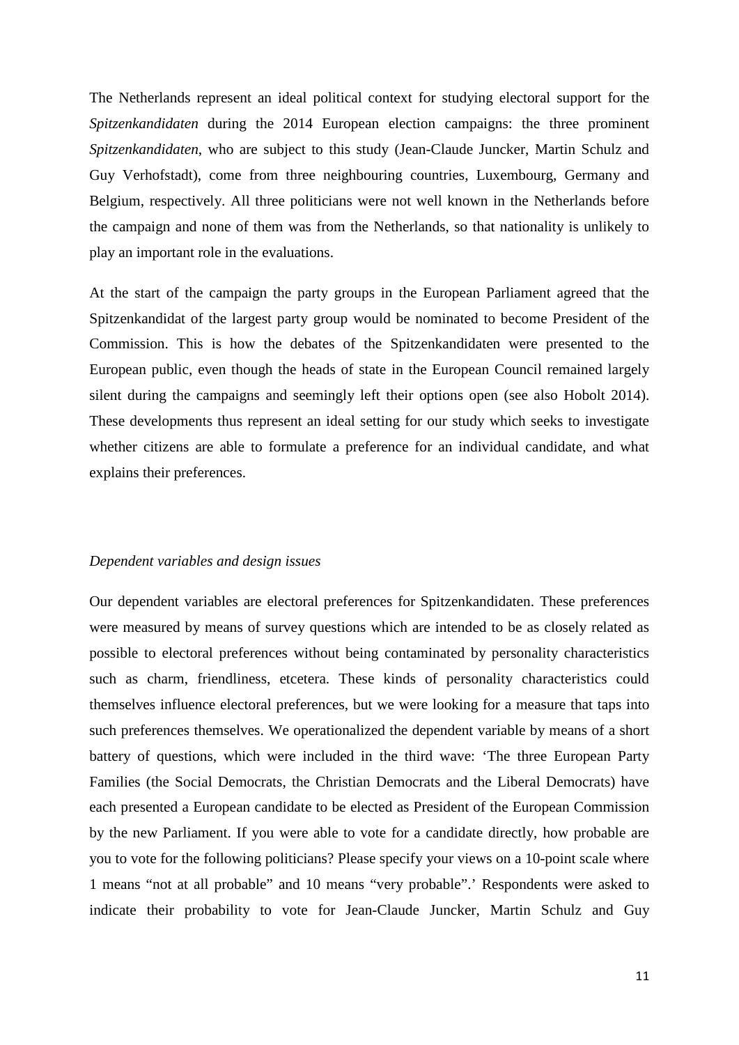The Netherlands represent an ideal political context for studying electoral support for the *Spitzenkandidaten* during the 2014 European election campaigns: the three prominent *Spitzenkandidaten*, who are subject to this study (Jean-Claude Juncker, Martin Schulz and Guy Verhofstadt), come from three neighbouring countries, Luxembourg, Germany and Belgium, respectively. All three politicians were not well known in the Netherlands before the campaign and none of them was from the Netherlands, so that nationality is unlikely to play an important role in the evaluations.

At the start of the campaign the party groups in the European Parliament agreed that the Spitzenkandidat of the largest party group would be nominated to become President of the Commission. This is how the debates of the Spitzenkandidaten were presented to the European public, even though the heads of state in the European Council remained largely silent during the campaigns and seemingly left their options open (see also Hobolt 2014). These developments thus represent an ideal setting for our study which seeks to investigate whether citizens are able to formulate a preference for an individual candidate, and what explains their preferences.

### *Dependent variables and design issues*

Our dependent variables are electoral preferences for Spitzenkandidaten. These preferences were measured by means of survey questions which are intended to be as closely related as possible to electoral preferences without being contaminated by personality characteristics such as charm, friendliness, etcetera. These kinds of personality characteristics could themselves influence electoral preferences, but we were looking for a measure that taps into such preferences themselves. We operationalized the dependent variable by means of a short battery of questions, which were included in the third wave: 'The three European Party Families (the Social Democrats, the Christian Democrats and the Liberal Democrats) have each presented a European candidate to be elected as President of the European Commission by the new Parliament. If you were able to vote for a candidate directly, how probable are you to vote for the following politicians? Please specify your views on a 10-point scale where 1 means "not at all probable" and 10 means "very probable".' Respondents were asked to indicate their probability to vote for Jean-Claude Juncker, Martin Schulz and Guy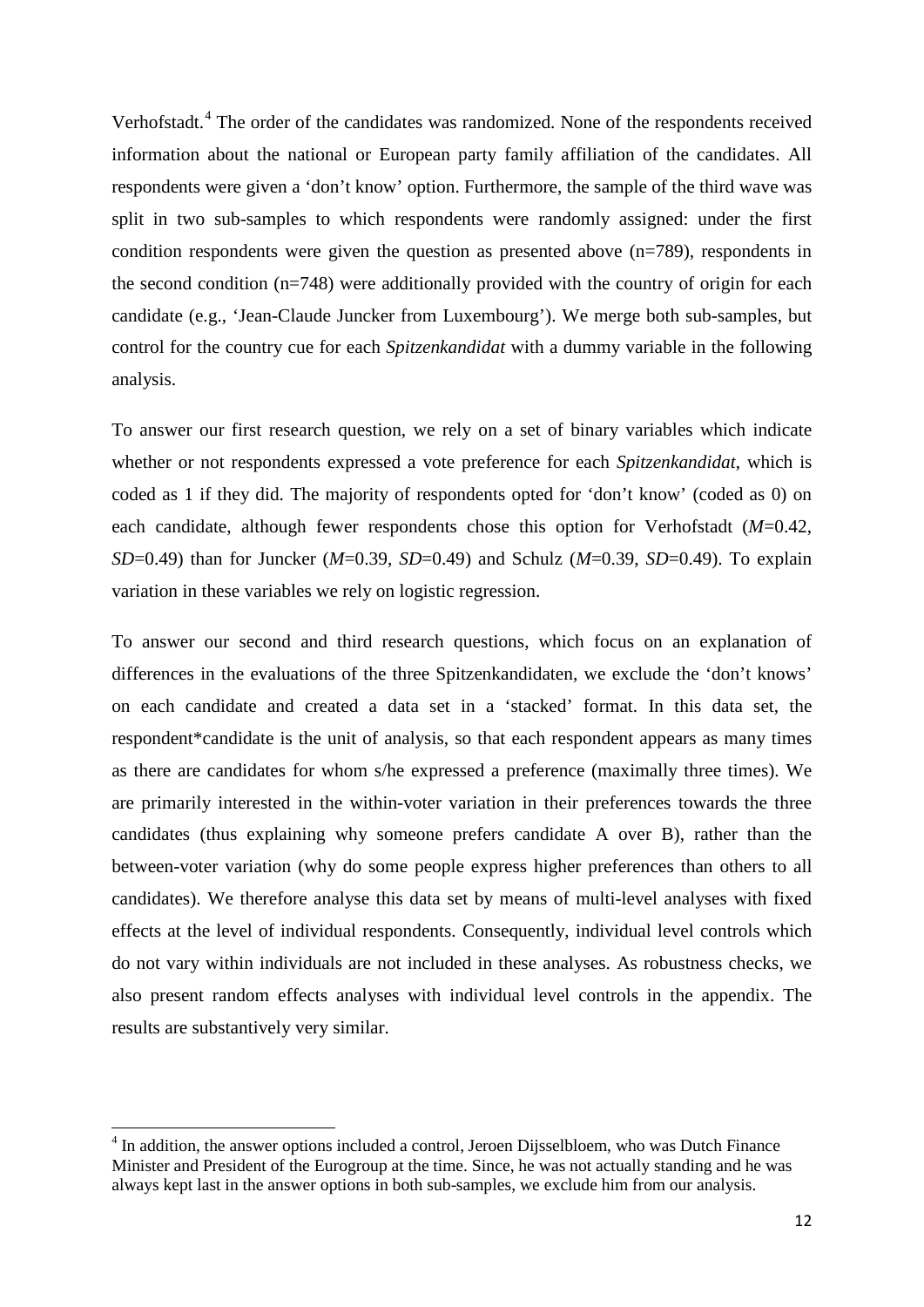Verhofstadt.[4] The order of the candidates was randomized. None of the respondents received information about the national or European party family affiliation of the candidates. All respondents were given a 'don't know' option. Furthermore, the sample of the third wave was split in two sub-samples to which respondents were randomly assigned: under the first condition respondents were given the question as presented above (n=789), respondents in the second condition (n=748) were additionally provided with the country of origin for each candidate (e.g., 'Jean-Claude Juncker from Luxembourg'). We merge both sub-samples, but control for the country cue for each *Spitzenkandidat* with a dummy variable in the following analysis.

To answer our first research question, we rely on a set of binary variables which indicate whether or not respondents expressed a vote preference for each *Spitzenkandidat*, which is coded as 1 if they did. The majority of respondents opted for 'don't know' (coded as 0) on each candidate, although fewer respondents chose this option for Verhofstadt (*M*=0.42, *SD*=0.49) than for Juncker (*M*=0.39, *SD*=0.49) and Schulz (*M*=0.39, *SD*=0.49). To explain variation in these variables we rely on logistic regression.

To answer our second and third research questions, which focus on an explanation of differences in the evaluations of the three Spitzenkandidaten, we exclude the 'don't knows' on each candidate and created a data set in a 'stacked' format. In this data set, the respondent*candidate is the unit of analysis, so that each respondent appears as many times as there are candidates for whom s/he expressed a preference (maximally three times). We are primarily interested in the within-voter variation in their preferences towards the three candidates (thus explaining why someone prefers candidate A over B), rather than the between-voter variation (why do some people express higher preferences than others to all candidates). We therefore analyse this data set by means of multi-level analyses with fixed effects at the level of individual respondents. Consequently, individual level controls which do not vary within individuals are not included in these analyses. As robustness checks, we also present random effects analyses with individual level controls in the appendix. The results are substantively very similar.

[4] In addition, the answer options included a control, Jeroen Dijsselbloem, who was Dutch Finance Minister and President of the Eurogroup at the time. Since, he was not actually standing and he was always kept last in the answer options in both sub-samples, we exclude him from our analysis.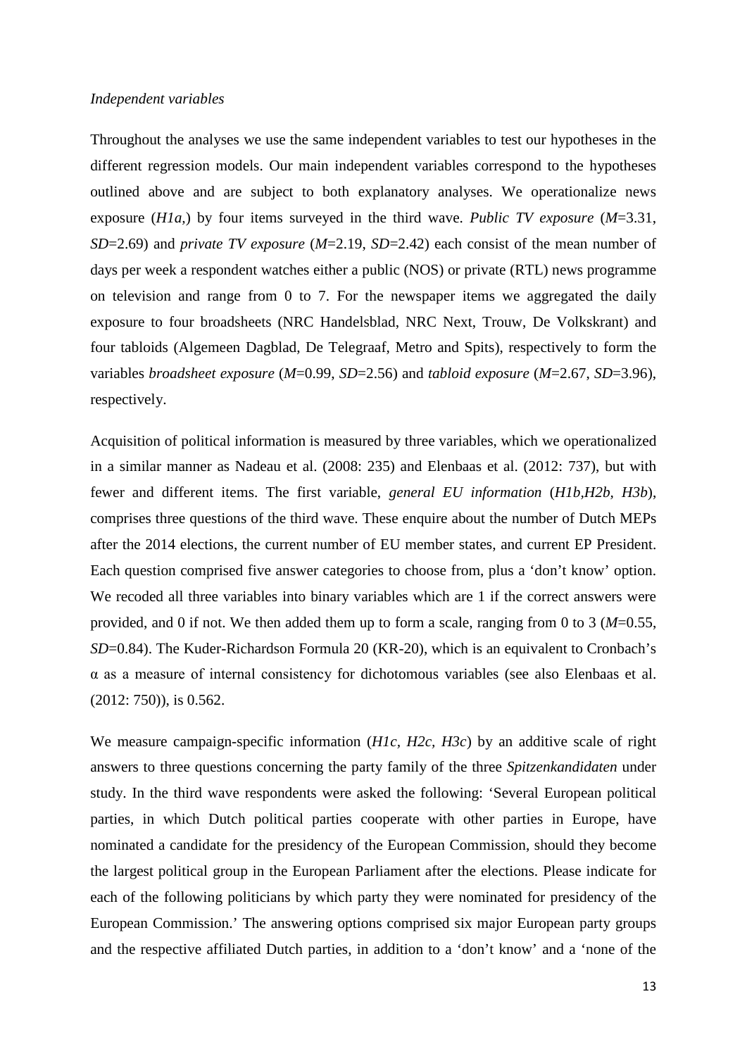*Independent variables*

Throughout the analyses we use the same independent variables to test our hypotheses in the different regression models. Our main independent variables correspond to the hypotheses outlined above and are subject to both explanatory analyses. We operationalize news exposure (*H1a,*) by four items surveyed in the third wave. *Public TV exposure* (*M*=3.31, *SD*=2.69) and *private TV exposure* (*M*=2.19, *SD*=2.42) each consist of the mean number of days per week a respondent watches either a public (NOS) or private (RTL) news programme on television and range from 0 to 7. For the newspaper items we aggregated the daily exposure to four broadsheets (NRC Handelsblad, NRC Next, Trouw, De Volkskrant) and four tabloids (Algemeen Dagblad, De Telegraaf, Metro and Spits), respectively to form the variables *broadsheet exposure* (*M*=0.99, *SD*=2.56) and *tabloid exposure* (*M*=2.67, *SD*=3.96), respectively.

Acquisition of political information is measured by three variables, which we operationalized in a similar manner as Nadeau et al. (2008: 235) and Elenbaas et al. (2012: 737), but with fewer and different items. The first variable, *general EU information* (*H1b,H2b*, *H3b*), comprises three questions of the third wave. These enquire about the number of Dutch MEPs after the 2014 elections, the current number of EU member states, and current EP President. Each question comprised five answer categories to choose from, plus a 'don't know' option. We recoded all three variables into binary variables which are 1 if the correct answers were provided, and 0 if not. We then added them up to form a scale, ranging from 0 to 3 (*M*=0.55, *SD*=0.84). The Kuder-Richardson Formula 20 (KR-20), which is an equivalent to Cronbach's α as a measure of internal consistency for dichotomous variables (see also Elenbaas et al. (2012: 750)), is 0.562.

We measure campaign-specific information (*H1c*, *H2c*, *H3c*) by an additive scale of right answers to three questions concerning the party family of the three *Spitzenkandidaten* under study. In the third wave respondents were asked the following: 'Several European political parties, in which Dutch political parties cooperate with other parties in Europe, have nominated a candidate for the presidency of the European Commission, should they become the largest political group in the European Parliament after the elections. Please indicate for each of the following politicians by which party they were nominated for presidency of the European Commission.' The answering options comprised six major European party groups and the respective affiliated Dutch parties, in addition to a 'don't know' and a 'none of the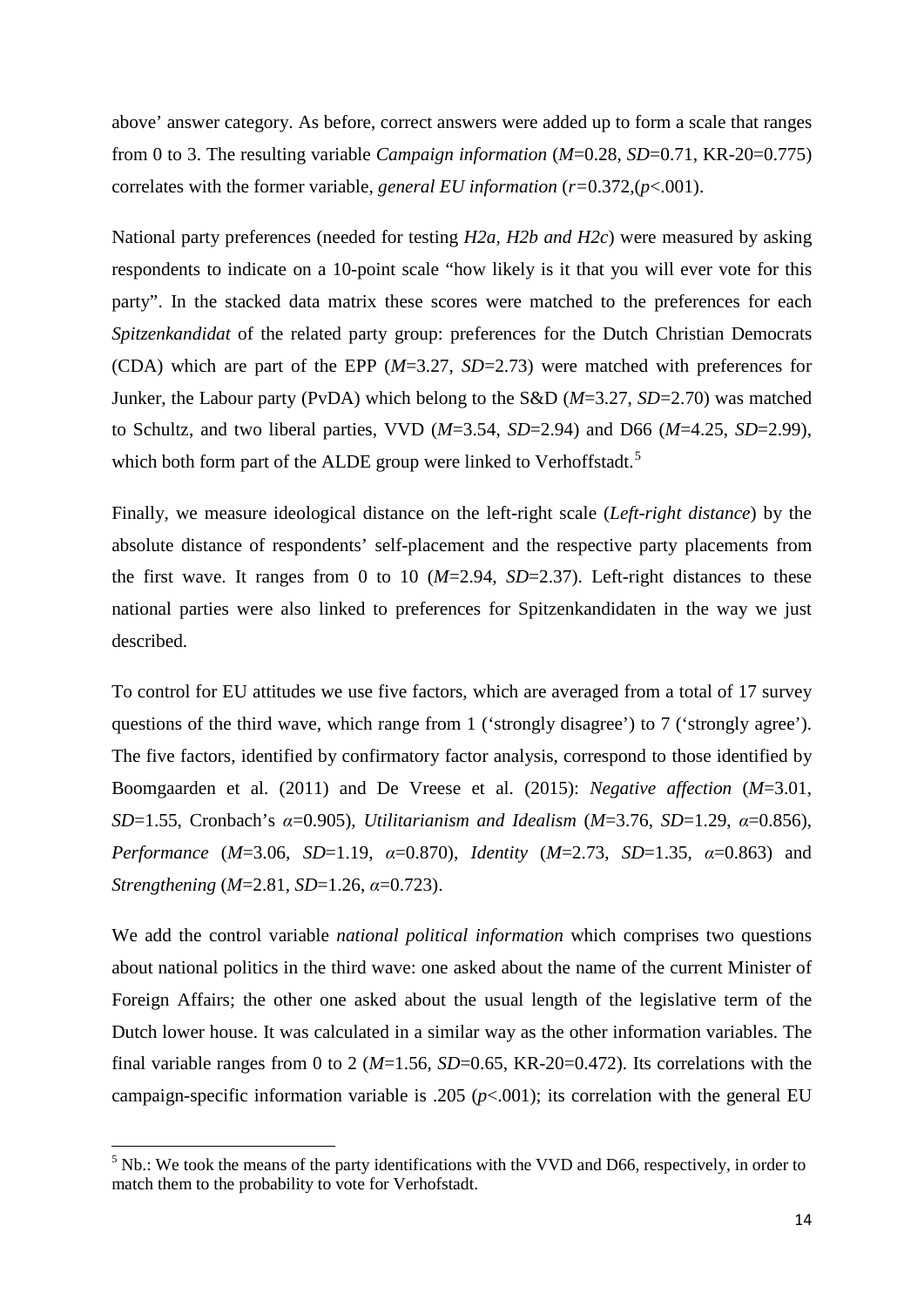above' answer category. As before, correct answers were added up to form a scale that ranges from 0 to 3. The resulting variable *Campaign information* ($M$=0.28, $SD$=0.71, KR-20=0.775) correlates with the former variable, *general EU information* ($r$=0.372,($p$<.001).

National party preferences (needed for testing *H2a*, *H2b and H2c*) were measured by asking respondents to indicate on a 10-point scale "how likely is it that you will ever vote for this party". In the stacked data matrix these scores were matched to the preferences for each *Spitzenkandidat* of the related party group: preferences for the Dutch Christian Democrats (CDA) which are part of the EPP ($M$=3.27, $SD$=2.73) were matched with preferences for Junker, the Labour party (PvDA) which belong to the S&D ($M$=3.27, $SD$=2.70) was matched to Schultz, and two liberal parties, VVD ($M$=3.54, $SD$=2.94) and D66 ($M$=4.25, $SD$=2.99), which both form part of the ALDE group were linked to Verhoffstadt.[5]

Finally, we measure ideological distance on the left-right scale (*Left-right distance*) by the absolute distance of respondents' self-placement and the respective party placements from the first wave. It ranges from 0 to 10 ($M$=2.94, $SD$=2.37). Left-right distances to these national parties were also linked to preferences for Spitzenkandidaten in the way we just described.

To control for EU attitudes we use five factors, which are averaged from a total of 17 survey questions of the third wave, which range from 1 ('strongly disagree') to 7 ('strongly agree'). The five factors, identified by confirmatory factor analysis, correspond to those identified by Boomgaarden et al. (2011) and De Vreese et al. (2015): *Negative affection* ($M$=3.01, $SD$=1.55, Cronbach's $\alpha$=0.905), *Utilitarianism and Idealism* ($M$=3.76, $SD$=1.29, $\alpha$=0.856), *Performance* ($M$=3.06, $SD$=1.19, $\alpha$=0.870), *Identity* ($M$=2.73, $SD$=1.35, $\alpha$=0.863) and *Strengthening* ($M$=2.81, $SD$=1.26, $\alpha$=0.723).

We add the control variable *national political information* which comprises two questions about national politics in the third wave: one asked about the name of the current Minister of Foreign Affairs; the other one asked about the usual length of the legislative term of the Dutch lower house. It was calculated in a similar way as the other information variables. The final variable ranges from 0 to 2 ($M$=1.56, $SD$=0.65, KR-20=0.472). Its correlations with the campaign-specific information variable is .205 ($p$<.001); its correlation with the general EU

[5] Nb.: We took the means of the party identifications with the VVD and D66, respectively, in order to match them to the probability to vote for Verhofstadt.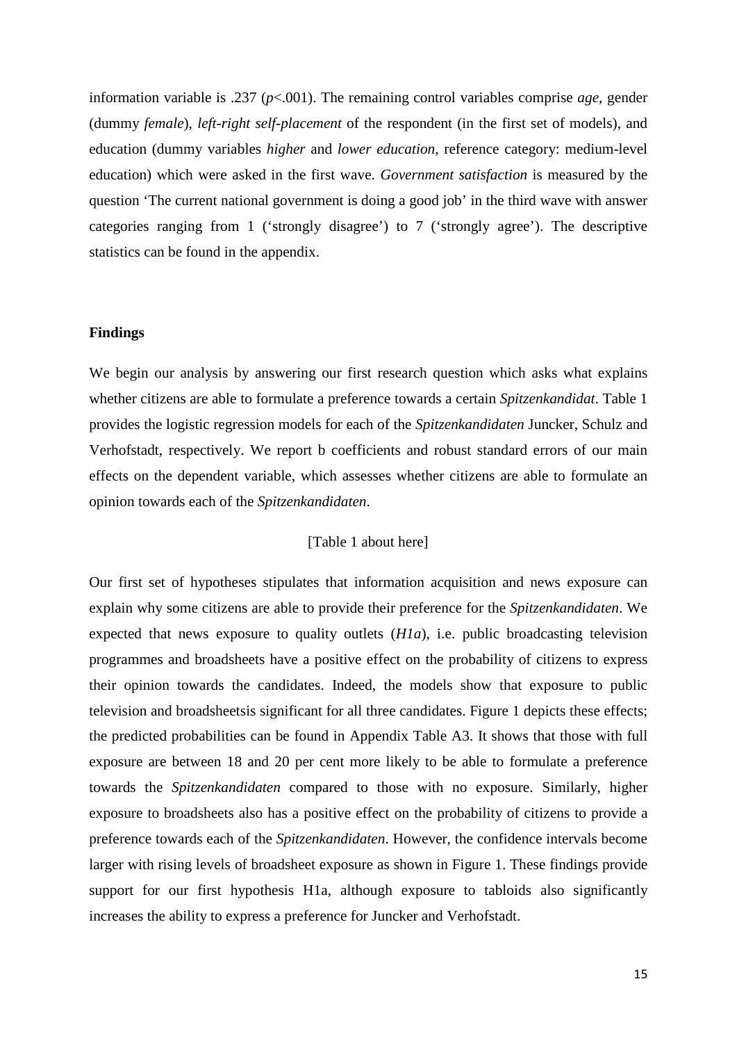information variable is .237 ($p$<.001). The remaining control variables comprise *age*, gender (dummy *female*), *left-right self-placement* of the respondent (in the first set of models), and education (dummy variables *higher* and *lower education*, reference category: medium-level education) which were asked in the first wave. *Government satisfaction* is measured by the question 'The current national government is doing a good job' in the third wave with answer categories ranging from 1 ('strongly disagree') to 7 ('strongly agree'). The descriptive statistics can be found in the appendix.

**Findings**

We begin our analysis by answering our first research question which asks what explains whether citizens are able to formulate a preference towards a certain *Spitzenkandidat*. Table 1 provides the logistic regression models for each of the *Spitzenkandidaten* Juncker, Schulz and Verhofstadt, respectively. We report b coefficients and robust standard errors of our main effects on the dependent variable, which assesses whether citizens are able to formulate an opinion towards each of the *Spitzenkandidaten*.

[Table 1 about here]

Our first set of hypotheses stipulates that information acquisition and news exposure can explain why some citizens are able to provide their preference for the *Spitzenkandidaten*. We expected that news exposure to quality outlets (*H1a*), i.e. public broadcasting television programmes and broadsheets have a positive effect on the probability of citizens to express their opinion towards the candidates. Indeed, the models show that exposure to public television and broadsheetsis significant for all three candidates. Figure 1 depicts these effects; the predicted probabilities can be found in Appendix Table A3. It shows that those with full exposure are between 18 and 20 per cent more likely to be able to formulate a preference towards the *Spitzenkandidaten* compared to those with no exposure. Similarly, higher exposure to broadsheets also has a positive effect on the probability of citizens to provide a preference towards each of the *Spitzenkandidaten*. However, the confidence intervals become larger with rising levels of broadsheet exposure as shown in Figure 1. These findings provide support for our first hypothesis H1a, although exposure to tabloids also significantly increases the ability to express a preference for Juncker and Verhofstadt.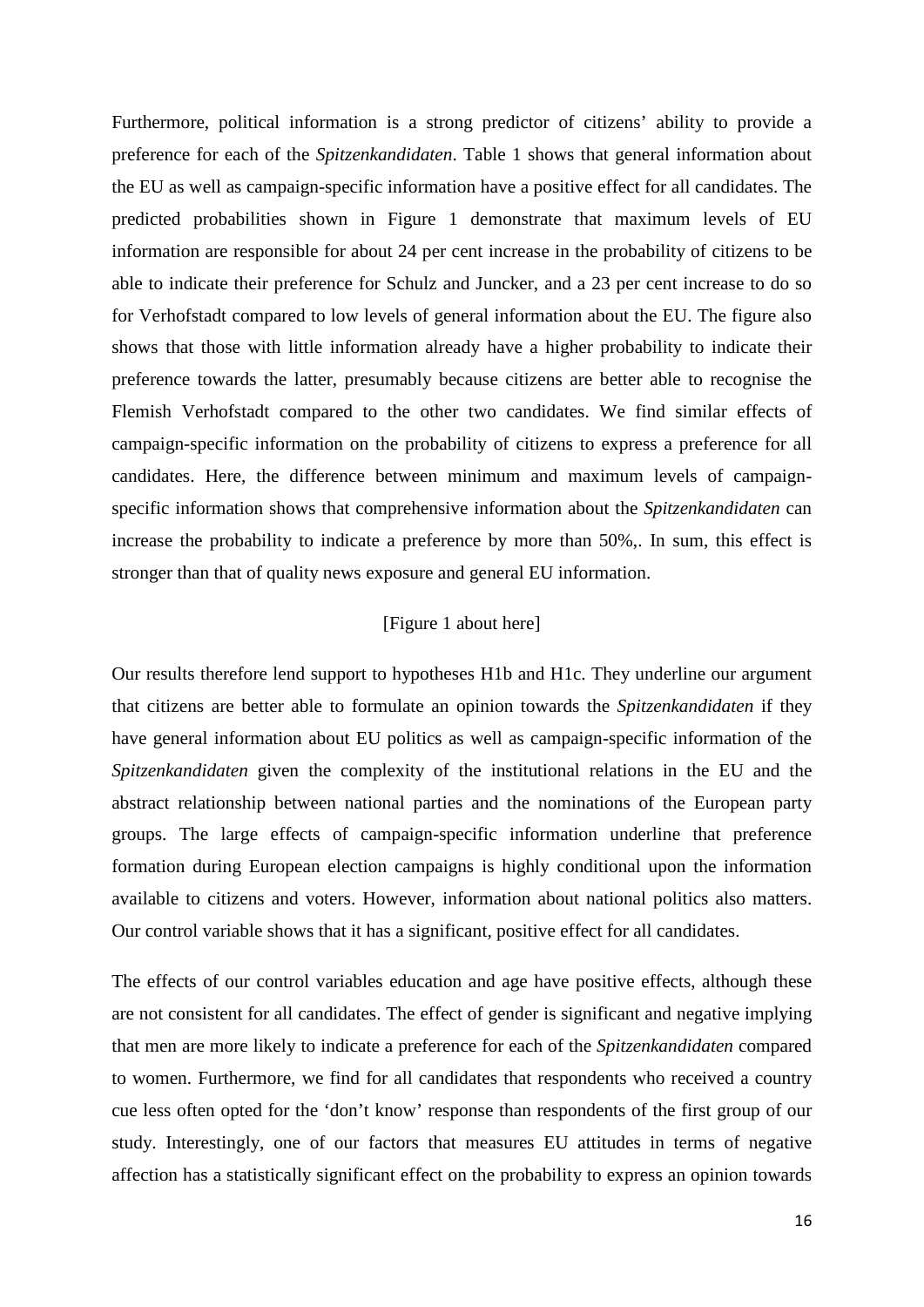Furthermore, political information is a strong predictor of citizens' ability to provide a preference for each of the *Spitzenkandidaten*. Table 1 shows that general information about the EU as well as campaign-specific information have a positive effect for all candidates. The predicted probabilities shown in Figure 1 demonstrate that maximum levels of EU information are responsible for about 24 per cent increase in the probability of citizens to be able to indicate their preference for Schulz and Juncker, and a 23 per cent increase to do so for Verhofstadt compared to low levels of general information about the EU. The figure also shows that those with little information already have a higher probability to indicate their preference towards the latter, presumably because citizens are better able to recognise the Flemish Verhofstadt compared to the other two candidates. We find similar effects of campaign-specific information on the probability of citizens to express a preference for all candidates. Here, the difference between minimum and maximum levels of campaign-specific information shows that comprehensive information about the *Spitzenkandidaten* can increase the probability to indicate a preference by more than 50%,. In sum, this effect is stronger than that of quality news exposure and general EU information.

[Figure 1 about here]

Our results therefore lend support to hypotheses H1b and H1c. They underline our argument that citizens are better able to formulate an opinion towards the *Spitzenkandidaten* if they have general information about EU politics as well as campaign-specific information of the *Spitzenkandidaten* given the complexity of the institutional relations in the EU and the abstract relationship between national parties and the nominations of the European party groups. The large effects of campaign-specific information underline that preference formation during European election campaigns is highly conditional upon the information available to citizens and voters. However, information about national politics also matters. Our control variable shows that it has a significant, positive effect for all candidates.

The effects of our control variables education and age have positive effects, although these are not consistent for all candidates. The effect of gender is significant and negative implying that men are more likely to indicate a preference for each of the *Spitzenkandidaten* compared to women. Furthermore, we find for all candidates that respondents who received a country cue less often opted for the 'don't know' response than respondents of the first group of our study. Interestingly, one of our factors that measures EU attitudes in terms of negative affection has a statistically significant effect on the probability to express an opinion towards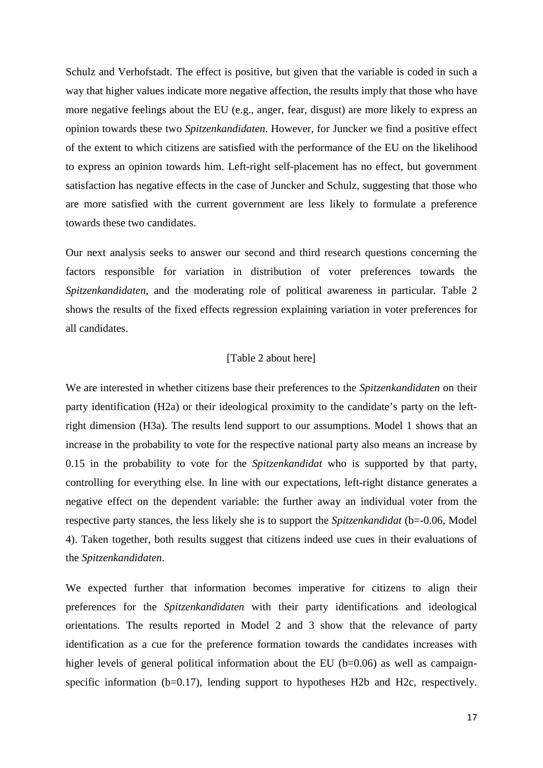Schulz and Verhofstadt. The effect is positive, but given that the variable is coded in such a way that higher values indicate more negative affection, the results imply that those who have more negative feelings about the EU (e.g., anger, fear, disgust) are more likely to express an opinion towards these two *Spitzenkandidaten*. However, for Juncker we find a positive effect of the extent to which citizens are satisfied with the performance of the EU on the likelihood to express an opinion towards him. Left-right self-placement has no effect, but government satisfaction has negative effects in the case of Juncker and Schulz, suggesting that those who are more satisfied with the current government are less likely to formulate a preference towards these two candidates.

Our next analysis seeks to answer our second and third research questions concerning the factors responsible for variation in distribution of voter preferences towards the *Spitzenkandidaten,* and the moderating role of political awareness in particular. Table 2 shows the results of the fixed effects regression explaining variation in voter preferences for all candidates.

[Table 2 about here]

We are interested in whether citizens base their preferences to the *Spitzenkandidaten* on their party identification (H2a) or their ideological proximity to the candidate's party on the left-right dimension (H3a). The results lend support to our assumptions. Model 1 shows that an increase in the probability to vote for the respective national party also means an increase by 0.15 in the probability to vote for the *Spitzenkandidat* who is supported by that party, controlling for everything else. In line with our expectations, left-right distance generates a negative effect on the dependent variable: the further away an individual voter from the respective party stances, the less likely she is to support the *Spitzenkandidat* (b=-0.06, Model 4). Taken together, both results suggest that citizens indeed use cues in their evaluations of the *Spitzenkandidaten*.

We expected further that information becomes imperative for citizens to align their preferences for the *Spitzenkandidaten* with their party identifications and ideological orientations. The results reported in Model 2 and 3 show that the relevance of party identification as a cue for the preference formation towards the candidates increases with higher levels of general political information about the EU (b=0.06) as well as campaign-specific information (b=0.17), lending support to hypotheses H2b and H2c, respectively.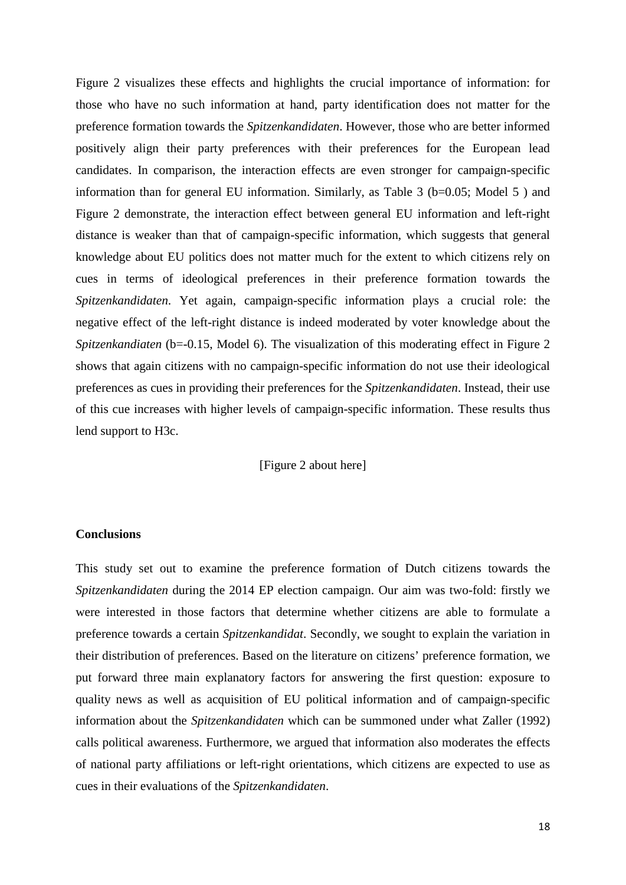Figure 2 visualizes these effects and highlights the crucial importance of information: for those who have no such information at hand, party identification does not matter for the preference formation towards the *Spitzenkandidaten*. However, those who are better informed positively align their party preferences with their preferences for the European lead candidates. In comparison, the interaction effects are even stronger for campaign-specific information than for general EU information. Similarly, as Table 3 (b=0.05; Model 5 ) and Figure 2 demonstrate, the interaction effect between general EU information and left-right distance is weaker than that of campaign-specific information, which suggests that general knowledge about EU politics does not matter much for the extent to which citizens rely on cues in terms of ideological preferences in their preference formation towards the *Spitzenkandidaten*. Yet again, campaign-specific information plays a crucial role: the negative effect of the left-right distance is indeed moderated by voter knowledge about the *Spitzenkandiaten* (b=-0.15, Model 6). The visualization of this moderating effect in Figure 2 shows that again citizens with no campaign-specific information do not use their ideological preferences as cues in providing their preferences for the *Spitzenkandidaten*. Instead, their use of this cue increases with higher levels of campaign-specific information. These results thus lend support to H3c.

[Figure 2 about here]

## Conclusions

This study set out to examine the preference formation of Dutch citizens towards the *Spitzenkandidaten* during the 2014 EP election campaign. Our aim was two-fold: firstly we were interested in those factors that determine whether citizens are able to formulate a preference towards a certain *Spitzenkandidat*. Secondly, we sought to explain the variation in their distribution of preferences. Based on the literature on citizens' preference formation, we put forward three main explanatory factors for answering the first question: exposure to quality news as well as acquisition of EU political information and of campaign-specific information about the *Spitzenkandidaten* which can be summoned under what Zaller (1992) calls political awareness. Furthermore, we argued that information also moderates the effects of national party affiliations or left-right orientations, which citizens are expected to use as cues in their evaluations of the *Spitzenkandidaten*.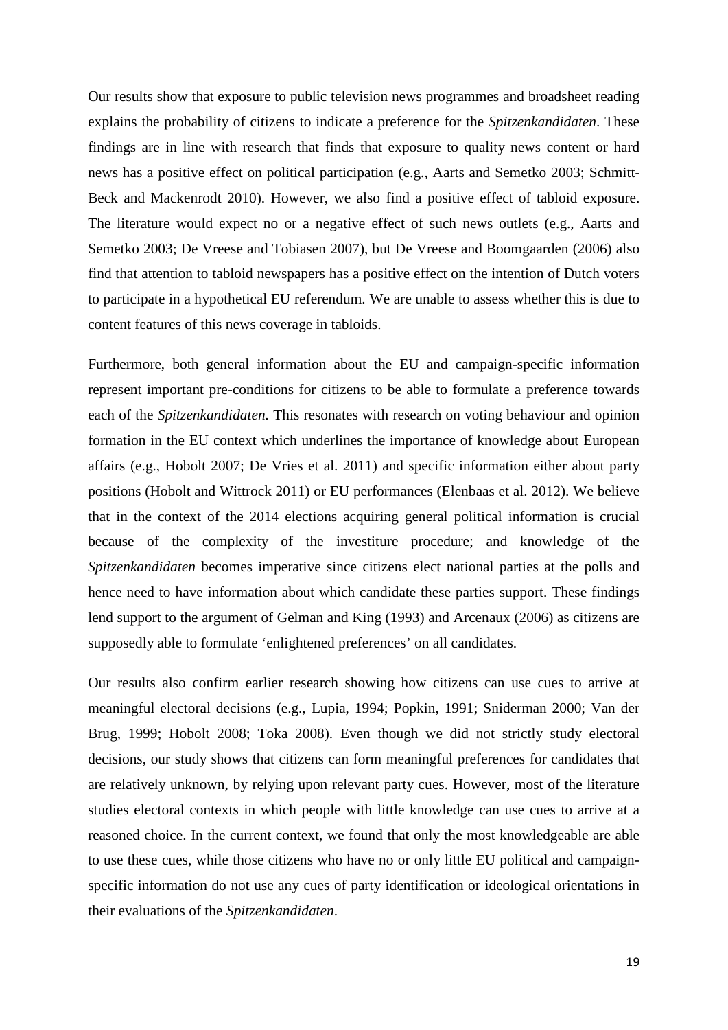Our results show that exposure to public television news programmes and broadsheet reading explains the probability of citizens to indicate a preference for the *Spitzenkandidaten*. These findings are in line with research that finds that exposure to quality news content or hard news has a positive effect on political participation (e.g., Aarts and Semetko 2003; Schmitt-Beck and Mackenrodt 2010). However, we also find a positive effect of tabloid exposure. The literature would expect no or a negative effect of such news outlets (e.g., Aarts and Semetko 2003; De Vreese and Tobiasen 2007), but De Vreese and Boomgaarden (2006) also find that attention to tabloid newspapers has a positive effect on the intention of Dutch voters to participate in a hypothetical EU referendum. We are unable to assess whether this is due to content features of this news coverage in tabloids.

Furthermore, both general information about the EU and campaign-specific information represent important pre-conditions for citizens to be able to formulate a preference towards each of the *Spitzenkandidaten.* This resonates with research on voting behaviour and opinion formation in the EU context which underlines the importance of knowledge about European affairs (e.g., Hobolt 2007; De Vries et al. 2011) and specific information either about party positions (Hobolt and Wittrock 2011) or EU performances (Elenbaas et al. 2012). We believe that in the context of the 2014 elections acquiring general political information is crucial because of the complexity of the investiture procedure; and knowledge of the *Spitzenkandidaten* becomes imperative since citizens elect national parties at the polls and hence need to have information about which candidate these parties support. These findings lend support to the argument of Gelman and King (1993) and Arcenaux (2006) as citizens are supposedly able to formulate 'enlightened preferences' on all candidates.

Our results also confirm earlier research showing how citizens can use cues to arrive at meaningful electoral decisions (e.g., Lupia, 1994; Popkin, 1991; Sniderman 2000; Van der Brug, 1999; Hobolt 2008; Toka 2008). Even though we did not strictly study electoral decisions, our study shows that citizens can form meaningful preferences for candidates that are relatively unknown, by relying upon relevant party cues. However, most of the literature studies electoral contexts in which people with little knowledge can use cues to arrive at a reasoned choice. In the current context, we found that only the most knowledgeable are able to use these cues, while those citizens who have no or only little EU political and campaign-specific information do not use any cues of party identification or ideological orientations in their evaluations of the *Spitzenkandidaten*.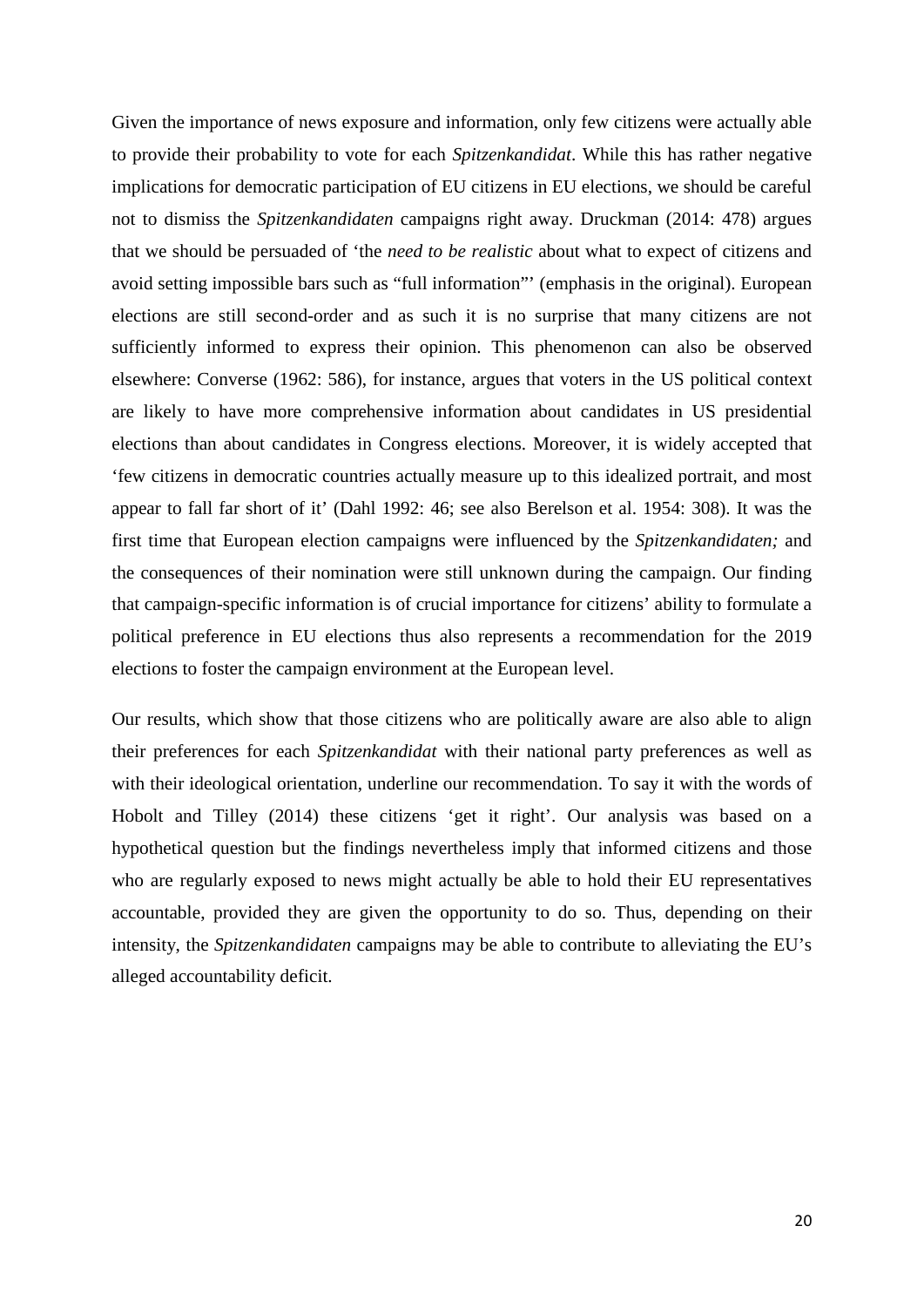Given the importance of news exposure and information, only few citizens were actually able to provide their probability to vote for each *Spitzenkandidat*. While this has rather negative implications for democratic participation of EU citizens in EU elections, we should be careful not to dismiss the *Spitzenkandidaten* campaigns right away. Druckman (2014: 478) argues that we should be persuaded of 'the *need to be realistic* about what to expect of citizens and avoid setting impossible bars such as "full information"' (emphasis in the original). European elections are still second-order and as such it is no surprise that many citizens are not sufficiently informed to express their opinion. This phenomenon can also be observed elsewhere: Converse (1962: 586), for instance, argues that voters in the US political context are likely to have more comprehensive information about candidates in US presidential elections than about candidates in Congress elections. Moreover, it is widely accepted that 'few citizens in democratic countries actually measure up to this idealized portrait, and most appear to fall far short of it' (Dahl 1992: 46; see also Berelson et al. 1954: 308). It was the first time that European election campaigns were influenced by the *Spitzenkandidaten;* and the consequences of their nomination were still unknown during the campaign. Our finding that campaign-specific information is of crucial importance for citizens' ability to formulate a political preference in EU elections thus also represents a recommendation for the 2019 elections to foster the campaign environment at the European level.

Our results, which show that those citizens who are politically aware are also able to align their preferences for each *Spitzenkandidat* with their national party preferences as well as with their ideological orientation, underline our recommendation. To say it with the words of Hobolt and Tilley (2014) these citizens 'get it right'. Our analysis was based on a hypothetical question but the findings nevertheless imply that informed citizens and those who are regularly exposed to news might actually be able to hold their EU representatives accountable, provided they are given the opportunity to do so. Thus, depending on their intensity, the *Spitzenkandidaten* campaigns may be able to contribute to alleviating the EU's alleged accountability deficit.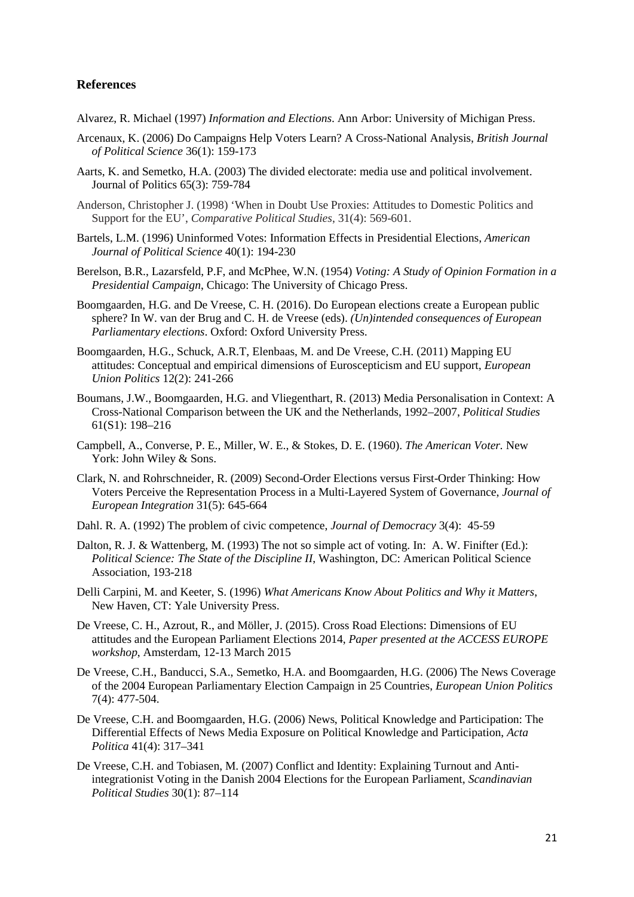## References

Alvarez, R. Michael (1997) *Information and Elections*. Ann Arbor: University of Michigan Press.

Arcenaux, K. (2006) Do Campaigns Help Voters Learn? A Cross-National Analysis, *British Journal of Political Science* 36(1): 159-173

Aarts, K. and Semetko, H.A. (2003) The divided electorate: media use and political involvement. Journal of Politics 65(3): 759-784

Anderson, Christopher J. (1998) 'When in Doubt Use Proxies: Attitudes to Domestic Politics and Support for the EU', *Comparative Political Studies*, 31(4): 569-601.

Bartels, L.M. (1996) Uninformed Votes: Information Effects in Presidential Elections, *American Journal of Political Science* 40(1): 194-230

Berelson, B.R., Lazarsfeld, P.F, and McPhee, W.N. (1954) *Voting: A Study of Opinion Formation in a Presidential Campaign*, Chicago: The University of Chicago Press.

Boomgaarden, H.G. and De Vreese, C. H. (2016). Do European elections create a European public sphere? In W. van der Brug and C. H. de Vreese (eds). *(Un)intended consequences of European Parliamentary elections*. Oxford: Oxford University Press.

Boomgaarden, H.G., Schuck, A.R.T, Elenbaas, M. and De Vreese, C.H. (2011) Mapping EU attitudes: Conceptual and empirical dimensions of Euroscepticism and EU support, *European Union Politics* 12(2): 241-266

Boumans, J.W., Boomgaarden, H.G. and Vliegenthart, R. (2013) Media Personalisation in Context: A Cross-National Comparison between the UK and the Netherlands, 1992–2007, *Political Studies* 61(S1): 198–216

Campbell, A., Converse, P. E., Miller, W. E., & Stokes, D. E. (1960). *The American Voter.* New York: John Wiley & Sons.

Clark, N. and Rohrschneider, R. (2009) Second-Order Elections versus First-Order Thinking: How Voters Perceive the Representation Process in a Multi-Layered System of Governance, *Journal of European Integration* 31(5): 645-664

Dahl. R. A. (1992) The problem of civic competence, *Journal of Democracy* 3(4): 45-59

Dalton, R. J. & Wattenberg, M. (1993) The not so simple act of voting. In: A. W. Finifter (Ed.): *Political Science: The State of the Discipline II*, Washington, DC: American Political Science Association, 193-218

Delli Carpini, M. and Keeter, S. (1996) *What Americans Know About Politics and Why it Matters*, New Haven, CT: Yale University Press.

De Vreese, C. H., Azrout, R., and Möller, J. (2015). Cross Road Elections: Dimensions of EU attitudes and the European Parliament Elections 2014, *Paper presented at the ACCESS EUROPE workshop*, Amsterdam, 12-13 March 2015

De Vreese, C.H., Banducci, S.A., Semetko, H.A. and Boomgaarden, H.G. (2006) The News Coverage of the 2004 European Parliamentary Election Campaign in 25 Countries, *European Union Politics* 7(4): 477-504.

De Vreese, C.H. and Boomgaarden, H.G. (2006) News, Political Knowledge and Participation: The Differential Effects of News Media Exposure on Political Knowledge and Participation, *Acta Politica* 41(4): 317–341

De Vreese, C.H. and Tobiasen, M. (2007) Conflict and Identity: Explaining Turnout and Anti-integrationist Voting in the Danish 2004 Elections for the European Parliament, *Scandinavian Political Studies* 30(1): 87–114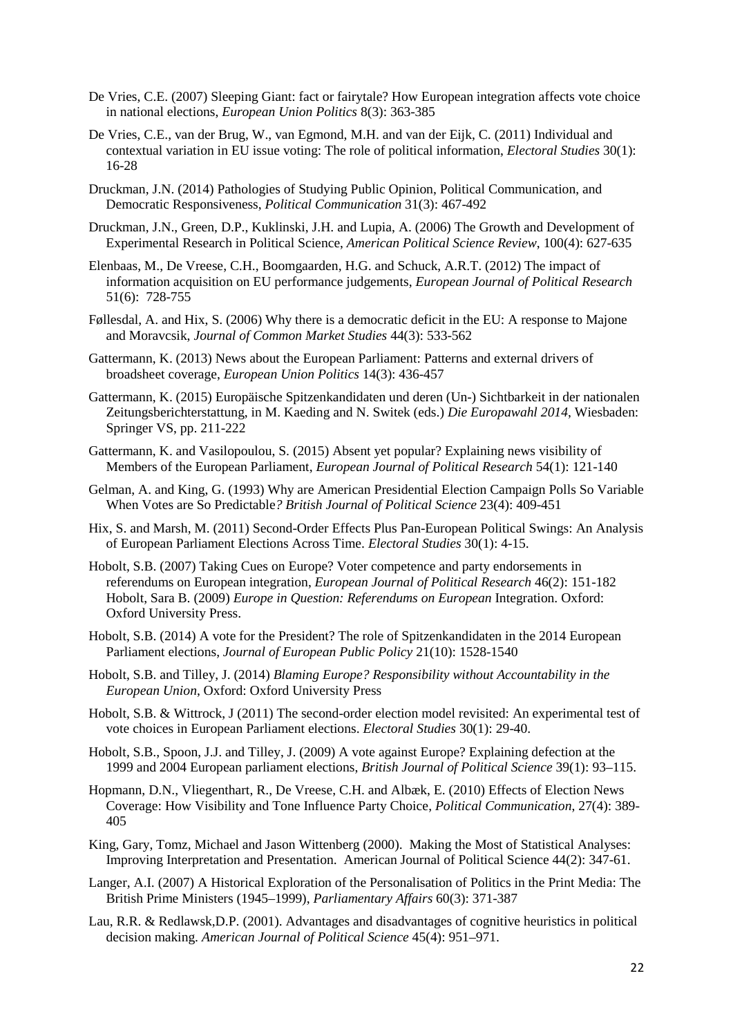De Vries, C.E. (2007) Sleeping Giant: fact or fairytale? How European integration affects vote choice in national elections, *European Union Politics* 8(3): 363-385

De Vries, C.E., van der Brug, W., van Egmond, M.H. and van der Eijk, C. (2011) Individual and contextual variation in EU issue voting: The role of political information, *Electoral Studies* 30(1): 16-28

Druckman, J.N. (2014) Pathologies of Studying Public Opinion, Political Communication, and Democratic Responsiveness, *Political Communication* 31(3): 467-492

Druckman, J.N., Green, D.P., Kuklinski, J.H. and Lupia, A. (2006) The Growth and Development of Experimental Research in Political Science, *American Political Science Review*, 100(4): 627-635

Elenbaas, M., De Vreese, C.H., Boomgaarden, H.G. and Schuck, A.R.T. (2012) The impact of information acquisition on EU performance judgements, *European Journal of Political Research* 51(6): 728-755

Føllesdal, A. and Hix, S. (2006) Why there is a democratic deficit in the EU: A response to Majone and Moravcsik, *Journal of Common Market Studies* 44(3): 533-562

Gattermann, K. (2013) News about the European Parliament: Patterns and external drivers of broadsheet coverage, *European Union Politics* 14(3): 436-457

Gattermann, K. (2015) Europäische Spitzenkandidaten und deren (Un-) Sichtbarkeit in der nationalen Zeitungsberichterstattung, in M. Kaeding and N. Switek (eds.) *Die Europawahl 2014*, Wiesbaden: Springer VS, pp. 211-222

Gattermann, K. and Vasilopoulou, S. (2015) Absent yet popular? Explaining news visibility of Members of the European Parliament, *European Journal of Political Research* 54(1): 121-140

Gelman, A. and King, G. (1993) Why are American Presidential Election Campaign Polls So Variable When Votes are So Predictable*? British Journal of Political Science* 23(4): 409-451

Hix, S. and Marsh, M. (2011) Second-Order Effects Plus Pan-European Political Swings: An Analysis of European Parliament Elections Across Time. *Electoral Studies* 30(1): 4-15.

Hobolt, S.B. (2007) Taking Cues on Europe? Voter competence and party endorsements in referendums on European integration, *European Journal of Political Research* 46(2): 151-182 Hobolt, Sara B. (2009) *Europe in Question: Referendums on European* Integration. Oxford: Oxford University Press.

Hobolt, S.B. (2014) A vote for the President? The role of Spitzenkandidaten in the 2014 European Parliament elections, *Journal of European Public Policy* 21(10): 1528-1540

Hobolt, S.B. and Tilley, J. (2014) *Blaming Europe? Responsibility without Accountability in the European Union*, Oxford: Oxford University Press

Hobolt, S.B. & Wittrock, J (2011) The second-order election model revisited: An experimental test of vote choices in European Parliament elections. *Electoral Studies* 30(1): 29-40.

Hobolt, S.B., Spoon, J.J. and Tilley, J. (2009) A vote against Europe? Explaining defection at the 1999 and 2004 European parliament elections, *British Journal of Political Science* 39(1): 93–115.

Hopmann, D.N., Vliegenthart, R., De Vreese, C.H. and Albæk, E. (2010) Effects of Election News Coverage: How Visibility and Tone Influence Party Choice, *Political Communication*, 27(4): 389-405

King, Gary, Tomz, Michael and Jason Wittenberg (2000). Making the Most of Statistical Analyses: Improving Interpretation and Presentation. American Journal of Political Science 44(2): 347-61.

Langer, A.I. (2007) A Historical Exploration of the Personalisation of Politics in the Print Media: The British Prime Ministers (1945–1999), *Parliamentary Affairs* 60(3): 371-387

Lau, R.R. & Redlawsk,D.P. (2001). Advantages and disadvantages of cognitive heuristics in political decision making. *American Journal of Political Science* 45(4): 951–971.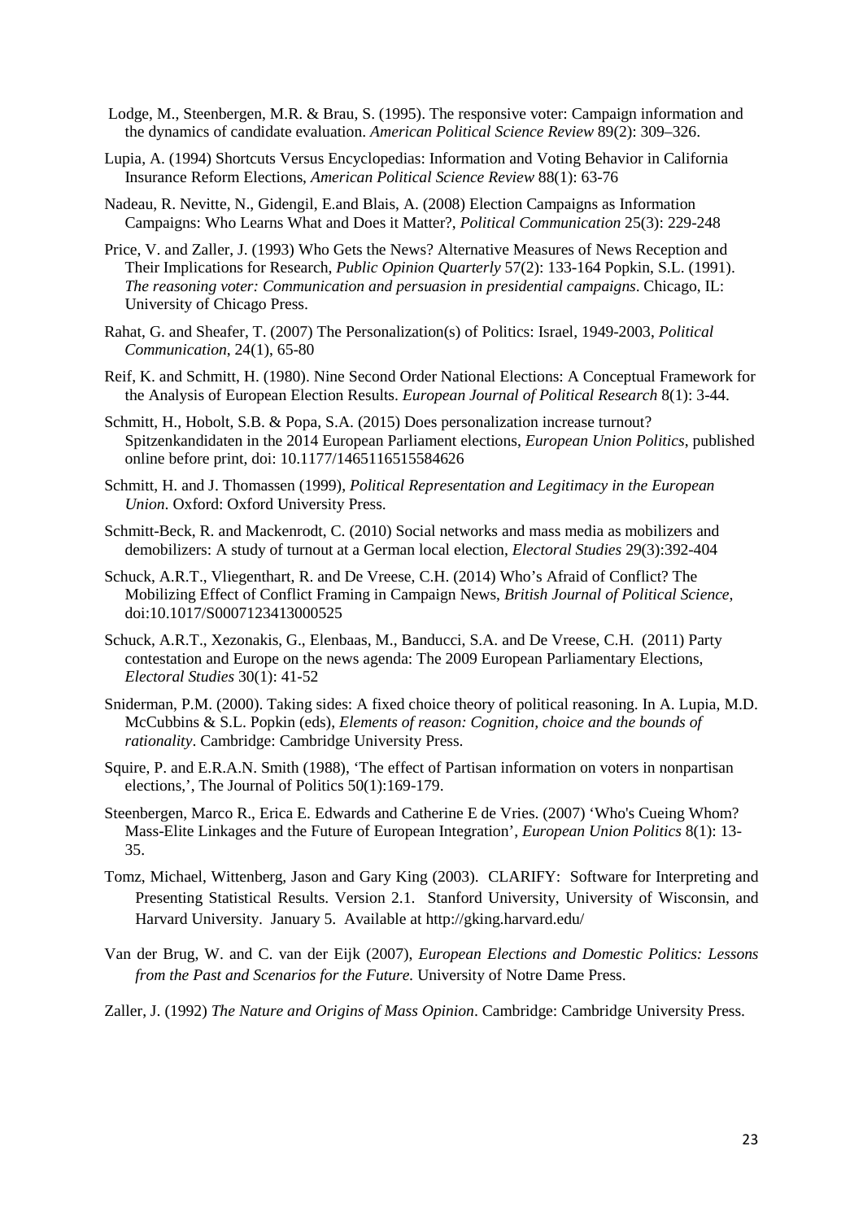Lodge, M., Steenbergen, M.R. & Brau, S. (1995). The responsive voter: Campaign information and the dynamics of candidate evaluation. *American Political Science Review* 89(2): 309–326.

Lupia, A. (1994) Shortcuts Versus Encyclopedias: Information and Voting Behavior in California Insurance Reform Elections, *American Political Science Review* 88(1): 63-76

Nadeau, R. Nevitte, N., Gidengil, E.and Blais, A. (2008) Election Campaigns as Information Campaigns: Who Learns What and Does it Matter?, *Political Communication* 25(3): 229-248

Price, V. and Zaller, J. (1993) Who Gets the News? Alternative Measures of News Reception and Their Implications for Research, *Public Opinion Quarterly* 57(2): 133-164 Popkin, S.L. (1991). *The reasoning voter: Communication and persuasion in presidential campaigns*. Chicago, IL: University of Chicago Press.

Rahat, G. and Sheafer, T. (2007) The Personalization(s) of Politics: Israel, 1949-2003, *Political Communication*, 24(1), 65-80

Reif, K. and Schmitt, H. (1980). Nine Second Order National Elections: A Conceptual Framework for the Analysis of European Election Results. *European Journal of Political Research* 8(1): 3-44.

Schmitt, H., Hobolt, S.B. & Popa, S.A. (2015) Does personalization increase turnout? Spitzenkandidaten in the 2014 European Parliament elections, *European Union Politics*, published online before print, doi: 10.1177/1465116515584626

Schmitt, H. and J. Thomassen (1999), *Political Representation and Legitimacy in the European Union*. Oxford: Oxford University Press.

Schmitt-Beck, R. and Mackenrodt, C. (2010) Social networks and mass media as mobilizers and demobilizers: A study of turnout at a German local election, *Electoral Studies* 29(3):392-404

Schuck, A.R.T., Vliegenthart, R. and De Vreese, C.H. (2014) Who's Afraid of Conflict? The Mobilizing Effect of Conflict Framing in Campaign News, *British Journal of Political Science*, doi:10.1017/S0007123413000525

Schuck, A.R.T., Xezonakis, G., Elenbaas, M., Banducci, S.A. and De Vreese, C.H. (2011) Party contestation and Europe on the news agenda: The 2009 European Parliamentary Elections, *Electoral Studies* 30(1): 41-52

Sniderman, P.M. (2000). Taking sides: A fixed choice theory of political reasoning. In A. Lupia, M.D. McCubbins & S.L. Popkin (eds), *Elements of reason: Cognition, choice and the bounds of rationality*. Cambridge: Cambridge University Press.

Squire, P. and E.R.A.N. Smith (1988), 'The effect of Partisan information on voters in nonpartisan elections,', The Journal of Politics 50(1):169-179.

Steenbergen, Marco R., Erica E. Edwards and Catherine E de Vries. (2007) 'Who's Cueing Whom? Mass-Elite Linkages and the Future of European Integration', *European Union Politics* 8(1): 13-35.

Tomz, Michael, Wittenberg, Jason and Gary King (2003). CLARIFY: Software for Interpreting and Presenting Statistical Results. Version 2.1. Stanford University, University of Wisconsin, and Harvard University. January 5. Available at http://gking.harvard.edu/

Van der Brug, W. and C. van der Eijk (2007), *European Elections and Domestic Politics: Lessons from the Past and Scenarios for the Future.* University of Notre Dame Press.

Zaller, J. (1992) *The Nature and Origins of Mass Opinion*. Cambridge: Cambridge University Press.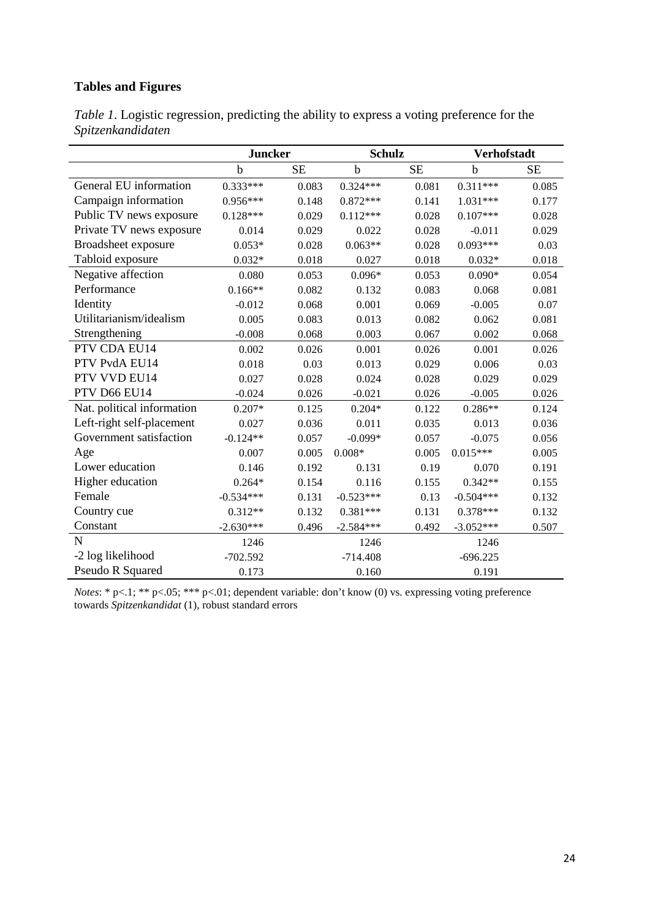**Tables and Figures**

*Table 1*. Logistic regression, predicting the ability to express a voting preference for the *Spitzenkandidaten*

| | **Juncker** | | **Schulz** | | **Verhofstadt** | |
|---|---|---|---|---|---|---|
| | b | SE | b | SE | b | SE |
| General EU information | 0.333*** | 0.083 | 0.324*** | 0.081 | 0.311*** | 0.085 |
| Campaign information | 0.956*** | 0.148 | 0.872*** | 0.141 | 1.031*** | 0.177 |
| Public TV news exposure | 0.128*** | 0.029 | 0.112*** | 0.028 | 0.107*** | 0.028 |
| Private TV news exposure | 0.014 | 0.029 | 0.022 | 0.028 | -0.011 | 0.029 |
| Broadsheet exposure | 0.053* | 0.028 | 0.063** | 0.028 | 0.093*** | 0.03 |
| Tabloid exposure | 0.032* | 0.018 | 0.027 | 0.018 | 0.032* | 0.018 |
| Negative affection | 0.080 | 0.053 | 0.096* | 0.053 | 0.090* | 0.054 |
| Performance | 0.166** | 0.082 | 0.132 | 0.083 | 0.068 | 0.081 |
| Identity | -0.012 | 0.068 | 0.001 | 0.069 | -0.005 | 0.07 |
| Utilitarianism/idealism | 0.005 | 0.083 | 0.013 | 0.082 | 0.062 | 0.081 |
| Strengthening | -0.008 | 0.068 | 0.003 | 0.067 | 0.002 | 0.068 |
| PTV CDA EU14 | 0.002 | 0.026 | 0.001 | 0.026 | 0.001 | 0.026 |
| PTV PvdA EU14 | 0.018 | 0.03 | 0.013 | 0.029 | 0.006 | 0.03 |
| PTV VVD EU14 | 0.027 | 0.028 | 0.024 | 0.028 | 0.029 | 0.029 |
| PTV D66 EU14 | -0.024 | 0.026 | -0.021 | 0.026 | -0.005 | 0.026 |
| Nat. political information | 0.207* | 0.125 | 0.204* | 0.122 | 0.286** | 0.124 |
| Left-right self-placement | 0.027 | 0.036 | 0.011 | 0.035 | 0.013 | 0.036 |
| Government satisfaction | -0.124** | 0.057 | -0.099* | 0.057 | -0.075 | 0.056 |
| Age | 0.007 | 0.005 | 0.008* | 0.005 | 0.015*** | 0.005 |
| Lower education | 0.146 | 0.192 | 0.131 | 0.19 | 0.070 | 0.191 |
| Higher education | 0.264* | 0.154 | 0.116 | 0.155 | 0.342** | 0.155 |
| Female | -0.534*** | 0.131 | -0.523*** | 0.13 | -0.504*** | 0.132 |
| Country cue | 0.312** | 0.132 | 0.381*** | 0.131 | 0.378*** | 0.132 |
| Constant | -2.630*** | 0.496 | -2.584*** | 0.492 | -3.052*** | 0.507 |
| N | 1246 | | 1246 | | 1246 | |
| -2 log likelihood | -702.592 | | -714.408 | | -696.225 | |
| Pseudo R Squared | 0.173 | | 0.160 | | 0.191 | |

*Notes*: * p<.1; ** p<.05; *** p<.01; dependent variable: don't know (0) vs. expressing voting preference towards *Spitzenkandidat* (1), robust standard errors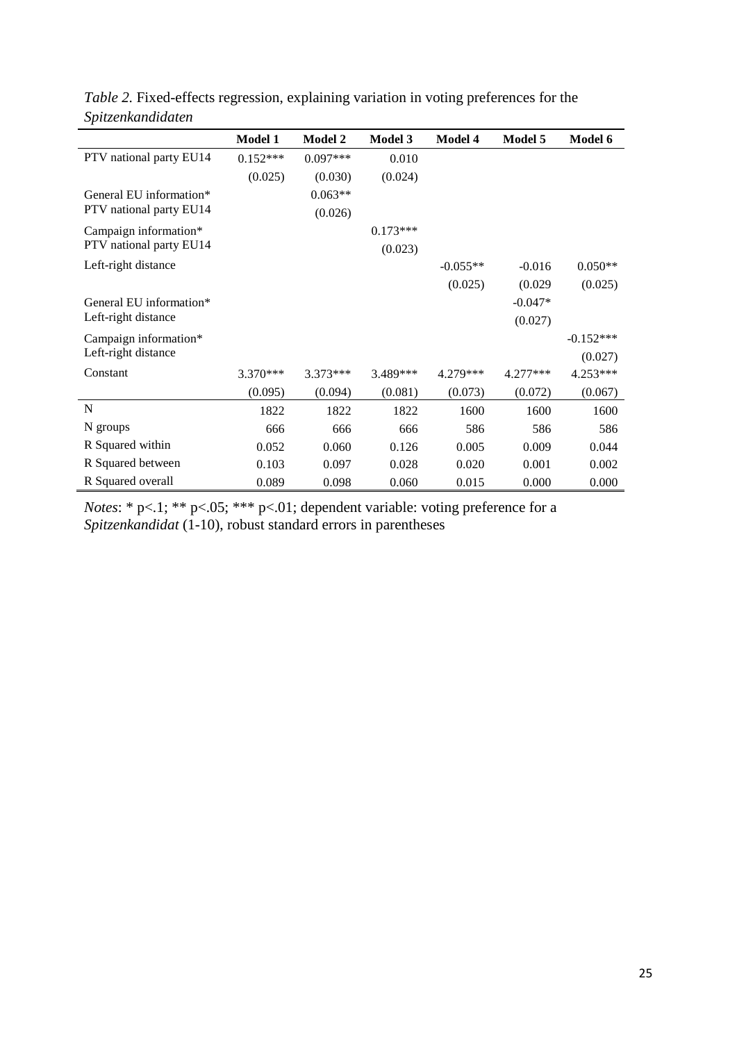*Table 2.* Fixed-effects regression, explaining variation in voting preferences for the *Spitzenkandidaten*

| | **Model 1** | **Model 2** | **Model 3** | **Model 4** | **Model 5** | **Model 6** |
|---|---|---|---|---|---|---|
| PTV national party EU14 | 0.152*** | 0.097*** | 0.010 | | | |
| | (0.025) | (0.030) | (0.024) | | | |
| General EU information* PTV national party EU14 | | 0.063** | | | | |
| | | (0.026) | | | | |
| Campaign information* PTV national party EU14 | | | 0.173*** | | | |
| | | | (0.023) | | | |
| Left-right distance | | | | -0.055** | -0.016 | 0.050** |
| | | | | (0.025) | (0.029 | (0.025) |
| General EU information* Left-right distance | | | | | -0.047* | |
| | | | | | (0.027) | |
| Campaign information* Left-right distance | | | | | | -0.152*** |
| | | | | | | (0.027) |
| Constant | 3.370*** | 3.373*** | 3.489*** | 4.279*** | 4.277*** | 4.253*** |
| | (0.095) | (0.094) | (0.081) | (0.073) | (0.072) | (0.067) |
| N | 1822 | 1822 | 1822 | 1600 | 1600 | 1600 |
| N groups | 666 | 666 | 666 | 586 | 586 | 586 |
| R Squared within | 0.052 | 0.060 | 0.126 | 0.005 | 0.009 | 0.044 |
| R Squared between | 0.103 | 0.097 | 0.028 | 0.020 | 0.001 | 0.002 |
| R Squared overall | 0.089 | 0.098 | 0.060 | 0.015 | 0.000 | 0.000 |

*Notes*: * p<.1; ** p<.05; *** p<.01; dependent variable: voting preference for a *Spitzenkandidat* (1-10), robust standard errors in parentheses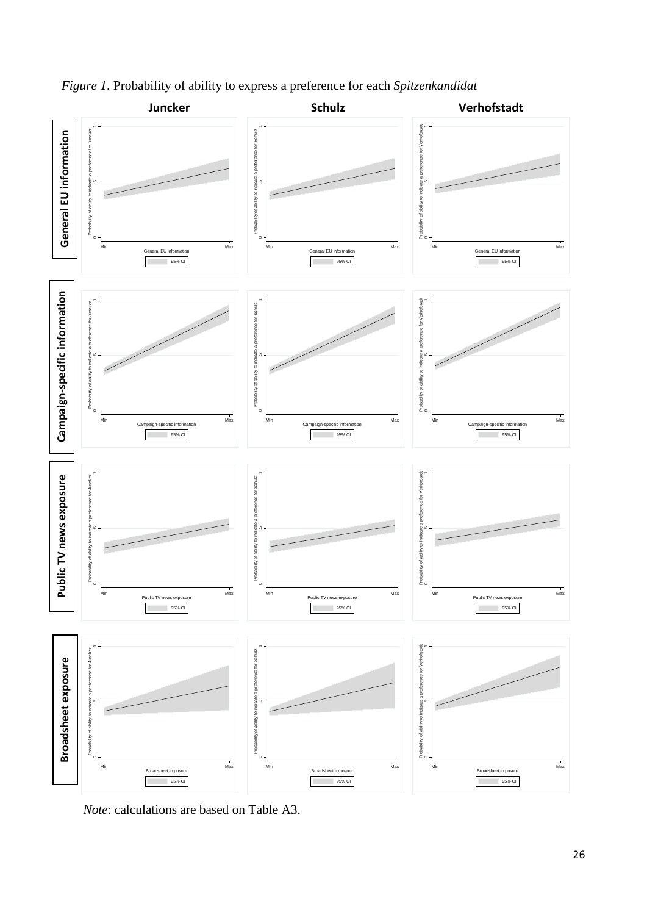*Figure 1*. Probability of ability to express a preference for each *Spitzenkandidat*

*Note*: calculations are based on Table A3.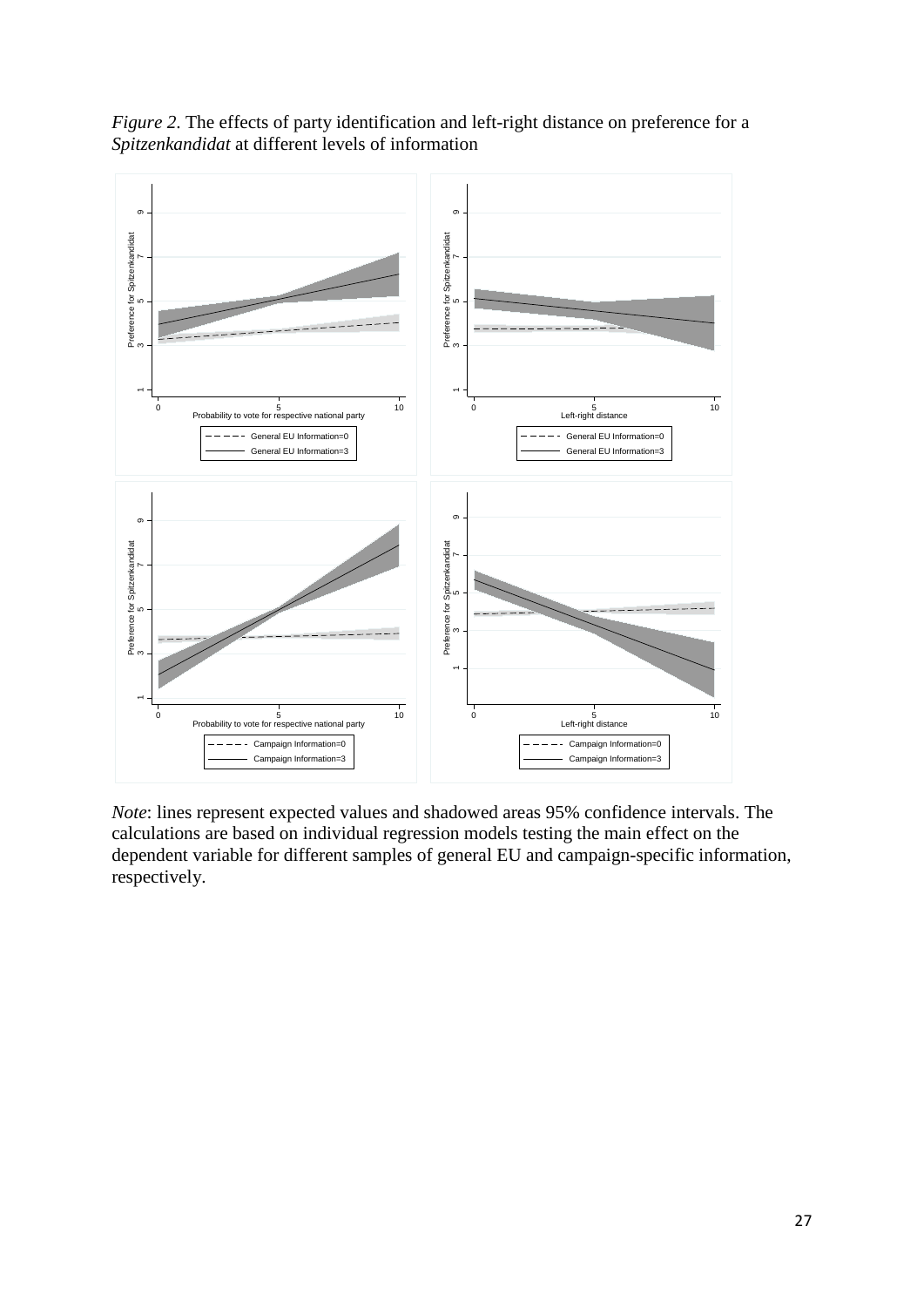*Figure 2.* The effects of party identification and left-right distance on preference for a *Spitzenkandidat* at different levels of information

*Note*: lines represent expected values and shadowed areas 95% confidence intervals. The calculations are based on individual regression models testing the main effect on the dependent variable for different samples of general EU and campaign-specific information, respectively.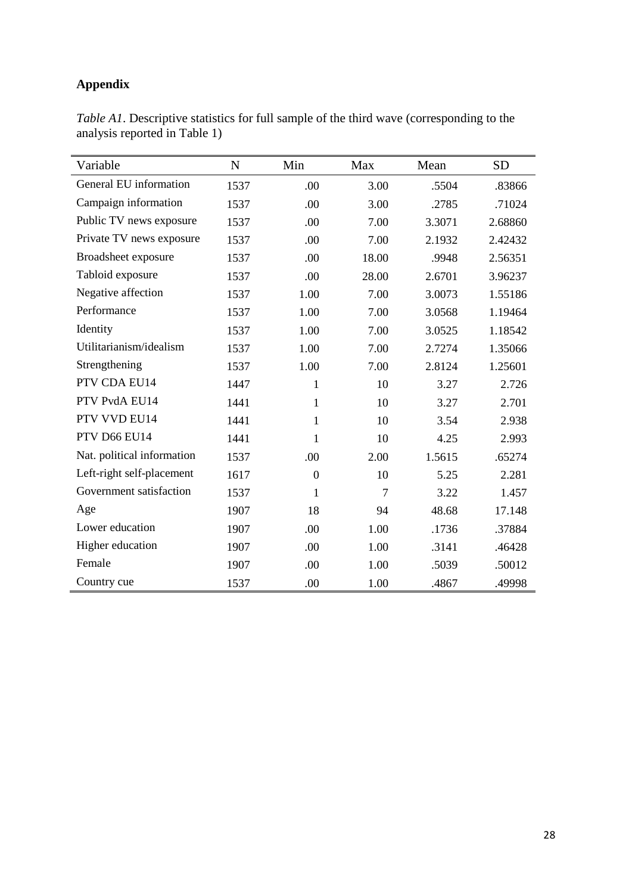# Appendix

*Table A1*. Descriptive statistics for full sample of the third wave (corresponding to the analysis reported in Table 1)

| Variable | N | Min | Max | Mean | SD |
|---|---|---|---|---|---|
| General EU information | 1537 | .00 | 3.00 | .5504 | .83866 |
| Campaign information | 1537 | .00 | 3.00 | .2785 | .71024 |
| Public TV news exposure | 1537 | .00 | 7.00 | 3.3071 | 2.68860 |
| Private TV news exposure | 1537 | .00 | 7.00 | 2.1932 | 2.42432 |
| Broadsheet exposure | 1537 | .00 | 18.00 | .9948 | 2.56351 |
| Tabloid exposure | 1537 | .00 | 28.00 | 2.6701 | 3.96237 |
| Negative affection | 1537 | 1.00 | 7.00 | 3.0073 | 1.55186 |
| Performance | 1537 | 1.00 | 7.00 | 3.0568 | 1.19464 |
| Identity | 1537 | 1.00 | 7.00 | 3.0525 | 1.18542 |
| Utilitarianism/idealism | 1537 | 1.00 | 7.00 | 2.7274 | 1.35066 |
| Strengthening | 1537 | 1.00 | 7.00 | 2.8124 | 1.25601 |
| PTV CDA EU14 | 1447 | 1 | 10 | 3.27 | 2.726 |
| PTV PvdA EU14 | 1441 | 1 | 10 | 3.27 | 2.701 |
| PTV VVD EU14 | 1441 | 1 | 10 | 3.54 | 2.938 |
| PTV D66 EU14 | 1441 | 1 | 10 | 4.25 | 2.993 |
| Nat. political information | 1537 | .00 | 2.00 | 1.5615 | .65274 |
| Left-right self-placement | 1617 | 0 | 10 | 5.25 | 2.281 |
| Government satisfaction | 1537 | 1 | 7 | 3.22 | 1.457 |
| Age | 1907 | 18 | 94 | 48.68 | 17.148 |
| Lower education | 1907 | .00 | 1.00 | .1736 | .37884 |
| Higher education | 1907 | .00 | 1.00 | .3141 | .46428 |
| Female | 1907 | .00 | 1.00 | .5039 | .50012 |
| Country cue | 1537 | .00 | 1.00 | .4867 | .49998 |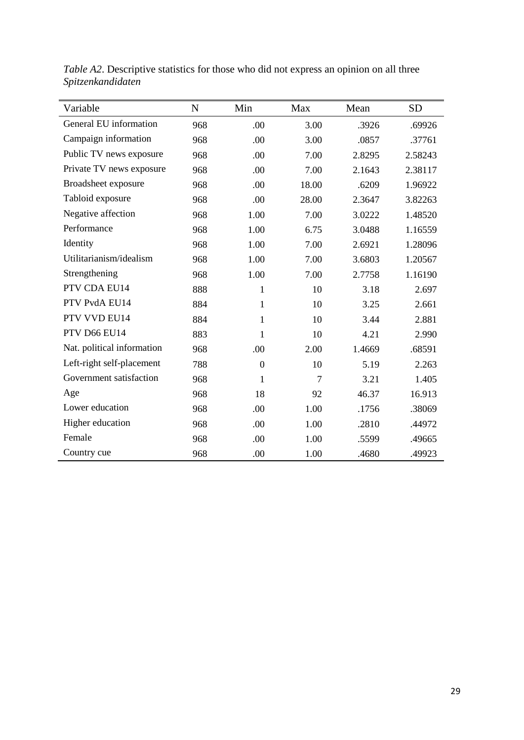*Table A2*. Descriptive statistics for those who did not express an opinion on all three *Spitzenkandidaten*

| Variable | N | Min | Max | Mean | SD |
|---|---|---|---|---|---|
| General EU information | 968 | .00 | 3.00 | .3926 | .69926 |
| Campaign information | 968 | .00 | 3.00 | .0857 | .37761 |
| Public TV news exposure | 968 | .00 | 7.00 | 2.8295 | 2.58243 |
| Private TV news exposure | 968 | .00 | 7.00 | 2.1643 | 2.38117 |
| Broadsheet exposure | 968 | .00 | 18.00 | .6209 | 1.96922 |
| Tabloid exposure | 968 | .00 | 28.00 | 2.3647 | 3.82263 |
| Negative affection | 968 | 1.00 | 7.00 | 3.0222 | 1.48520 |
| Performance | 968 | 1.00 | 6.75 | 3.0488 | 1.16559 |
| Identity | 968 | 1.00 | 7.00 | 2.6921 | 1.28096 |
| Utilitarianism/idealism | 968 | 1.00 | 7.00 | 3.6803 | 1.20567 |
| Strengthening | 968 | 1.00 | 7.00 | 2.7758 | 1.16190 |
| PTV CDA EU14 | 888 | 1 | 10 | 3.18 | 2.697 |
| PTV PvdA EU14 | 884 | 1 | 10 | 3.25 | 2.661 |
| PTV VVD EU14 | 884 | 1 | 10 | 3.44 | 2.881 |
| PTV D66 EU14 | 883 | 1 | 10 | 4.21 | 2.990 |
| Nat. political information | 968 | .00 | 2.00 | 1.4669 | .68591 |
| Left-right self-placement | 788 | 0 | 10 | 5.19 | 2.263 |
| Government satisfaction | 968 | 1 | 7 | 3.21 | 1.405 |
| Age | 968 | 18 | 92 | 46.37 | 16.913 |
| Lower education | 968 | .00 | 1.00 | .1756 | .38069 |
| Higher education | 968 | .00 | 1.00 | .2810 | .44972 |
| Female | 968 | .00 | 1.00 | .5599 | .49665 |
| Country cue | 968 | .00 | 1.00 | .4680 | .49923 |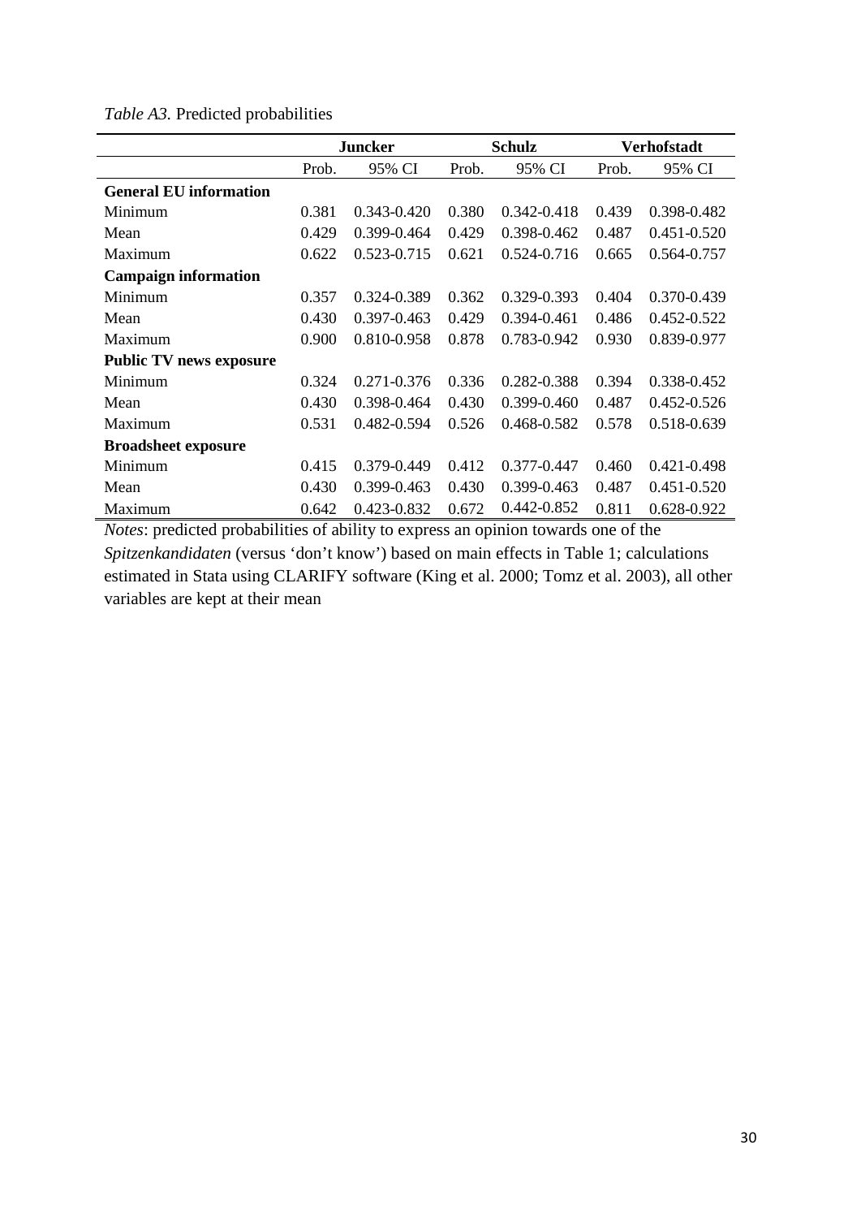*Table A3.* Predicted probabilities

| | Juncker | | Schulz | | Verhofstadt | |
|---|---|---|---|---|---|---|
| | Prob. | 95% CI | Prob. | 95% CI | Prob. | 95% CI |
| **General EU information** | | | | | | |
| Minimum | 0.381 | 0.343-0.420 | 0.380 | 0.342-0.418 | 0.439 | 0.398-0.482 |
| Mean | 0.429 | 0.399-0.464 | 0.429 | 0.398-0.462 | 0.487 | 0.451-0.520 |
| Maximum | 0.622 | 0.523-0.715 | 0.621 | 0.524-0.716 | 0.665 | 0.564-0.757 |
| **Campaign information** | | | | | | |
| Minimum | 0.357 | 0.324-0.389 | 0.362 | 0.329-0.393 | 0.404 | 0.370-0.439 |
| Mean | 0.430 | 0.397-0.463 | 0.429 | 0.394-0.461 | 0.486 | 0.452-0.522 |
| Maximum | 0.900 | 0.810-0.958 | 0.878 | 0.783-0.942 | 0.930 | 0.839-0.977 |
| **Public TV news exposure** | | | | | | |
| Minimum | 0.324 | 0.271-0.376 | 0.336 | 0.282-0.388 | 0.394 | 0.338-0.452 |
| Mean | 0.430 | 0.398-0.464 | 0.430 | 0.399-0.460 | 0.487 | 0.452-0.526 |
| Maximum | 0.531 | 0.482-0.594 | 0.526 | 0.468-0.582 | 0.578 | 0.518-0.639 |
| **Broadsheet exposure** | | | | | | |
| Minimum | 0.415 | 0.379-0.449 | 0.412 | 0.377-0.447 | 0.460 | 0.421-0.498 |
| Mean | 0.430 | 0.399-0.463 | 0.430 | 0.399-0.463 | 0.487 | 0.451-0.520 |
| Maximum | 0.642 | 0.423-0.832 | 0.672 | 0.442-0.852 | 0.811 | 0.628-0.922 |

*Notes*: predicted probabilities of ability to express an opinion towards one of the *Spitzenkandidaten* (versus 'don't know') based on main effects in Table 1; calculations estimated in Stata using CLARIFY software (King et al. 2000; Tomz et al. 2003), all other variables are kept at their mean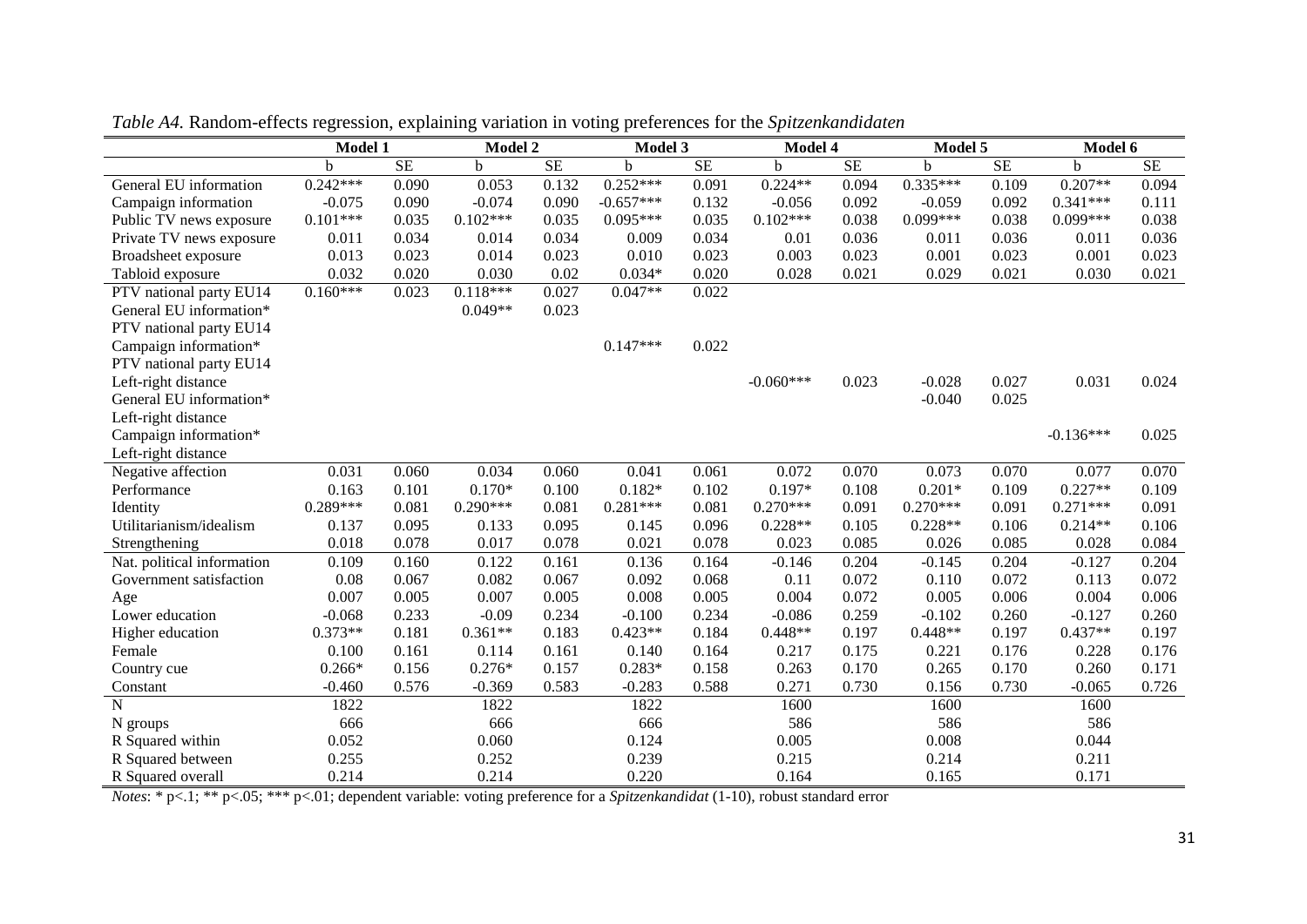*Table A4.* Random-effects regression, explaining variation in voting preferences for the *Spitzenkandidaten*

| | Model 1 | | Model 2 | | Model 3 | | Model 4 | | Model 5 | | Model 6 | |
|---|---|---|---|---|---|---|---|---|---|---|---|---|
| | b | SE | b | SE | b | SE | b | SE | b | SE | b | SE |
| General EU information | 0.242*** | 0.090 | 0.053 | 0.132 | 0.252*** | 0.091 | 0.224** | 0.094 | 0.335*** | 0.109 | 0.207** | 0.094 |
| Campaign information | -0.075 | 0.090 | -0.074 | 0.090 | -0.657*** | 0.132 | -0.056 | 0.092 | -0.059 | 0.092 | 0.341*** | 0.111 |
| Public TV news exposure | 0.101*** | 0.035 | 0.102*** | 0.035 | 0.095*** | 0.035 | 0.102*** | 0.038 | 0.099*** | 0.038 | 0.099*** | 0.038 |
| Private TV news exposure | 0.011 | 0.034 | 0.014 | 0.034 | 0.009 | 0.034 | 0.01 | 0.036 | 0.011 | 0.036 | 0.011 | 0.036 |
| Broadsheet exposure | 0.013 | 0.023 | 0.014 | 0.023 | 0.010 | 0.023 | 0.003 | 0.023 | 0.001 | 0.023 | 0.001 | 0.023 |
| Tabloid exposure | 0.032 | 0.020 | 0.030 | 0.02 | 0.034* | 0.020 | 0.028 | 0.021 | 0.029 | 0.021 | 0.030 | 0.021 |
| PTV national party EU14 | 0.160*** | 0.023 | 0.118*** | 0.027 | 0.047** | 0.022 | | | | | | |
| General EU information* PTV national party EU14 | | | 0.049** | 0.023 | | | | | | | | |
| Campaign information* PTV national party EU14 | | | | | 0.147*** | 0.022 | | | | | | |
| Left-right distance | | | | | | | -0.060*** | 0.023 | -0.028 | 0.027 | 0.031 | 0.024 |
| General EU information* Left-right distance | | | | | | | | | -0.040 | 0.025 | | |
| Campaign information* Left-right distance | | | | | | | | | | | -0.136*** | 0.025 |
| Negative affection | 0.031 | 0.060 | 0.034 | 0.060 | 0.041 | 0.061 | 0.072 | 0.070 | 0.073 | 0.070 | 0.077 | 0.070 |
| Performance | 0.163 | 0.101 | 0.170* | 0.100 | 0.182* | 0.102 | 0.197* | 0.108 | 0.201* | 0.109 | 0.227** | 0.109 |
| Identity | 0.289*** | 0.081 | 0.290*** | 0.081 | 0.281*** | 0.081 | 0.270*** | 0.091 | 0.270*** | 0.091 | 0.271*** | 0.091 |
| Utilitarianism/idealism | 0.137 | 0.095 | 0.133 | 0.095 | 0.145 | 0.096 | 0.228** | 0.105 | 0.228** | 0.106 | 0.214** | 0.106 |
| Strengthening | 0.018 | 0.078 | 0.017 | 0.078 | 0.021 | 0.078 | 0.023 | 0.085 | 0.026 | 0.085 | 0.028 | 0.084 |
| Nat. political information | 0.109 | 0.160 | 0.122 | 0.161 | 0.136 | 0.164 | -0.146 | 0.204 | -0.145 | 0.204 | -0.127 | 0.204 |
| Government satisfaction | 0.08 | 0.067 | 0.082 | 0.067 | 0.092 | 0.068 | 0.11 | 0.072 | 0.110 | 0.072 | 0.113 | 0.072 |
| Age | 0.007 | 0.005 | 0.007 | 0.005 | 0.008 | 0.005 | 0.004 | 0.072 | 0.005 | 0.006 | 0.004 | 0.006 |
| Lower education | -0.068 | 0.233 | -0.09 | 0.234 | -0.100 | 0.234 | -0.086 | 0.259 | -0.102 | 0.260 | -0.127 | 0.260 |
| Higher education | 0.373** | 0.181 | 0.361** | 0.183 | 0.423** | 0.184 | 0.448** | 0.197 | 0.448** | 0.197 | 0.437** | 0.197 |
| Female | 0.100 | 0.161 | 0.114 | 0.161 | 0.140 | 0.164 | 0.217 | 0.175 | 0.221 | 0.176 | 0.228 | 0.176 |
| Country cue | 0.266* | 0.156 | 0.276* | 0.157 | 0.283* | 0.158 | 0.263 | 0.170 | 0.265 | 0.170 | 0.260 | 0.171 |
| Constant | -0.460 | 0.576 | -0.369 | 0.583 | -0.283 | 0.588 | 0.271 | 0.730 | 0.156 | 0.730 | -0.065 | 0.726 |
| N | 1822 | | 1822 | | 1822 | | 1600 | | 1600 | | 1600 | |
| N groups | 666 | | 666 | | 666 | | 586 | | 586 | | 586 | |
| R Squared within | 0.052 | | 0.060 | | 0.124 | | 0.005 | | 0.008 | | 0.044 | |
| R Squared between | 0.255 | | 0.252 | | 0.239 | | 0.215 | | 0.214 | | 0.211 | |
| R Squared overall | 0.214 | | 0.214 | | 0.220 | | 0.164 | | 0.165 | | 0.171 | |

*Notes*: * p<.1; ** p<.05; *** p<.01; dependent variable: voting preference for a *Spitzenkandidat* (1-10), robust standard error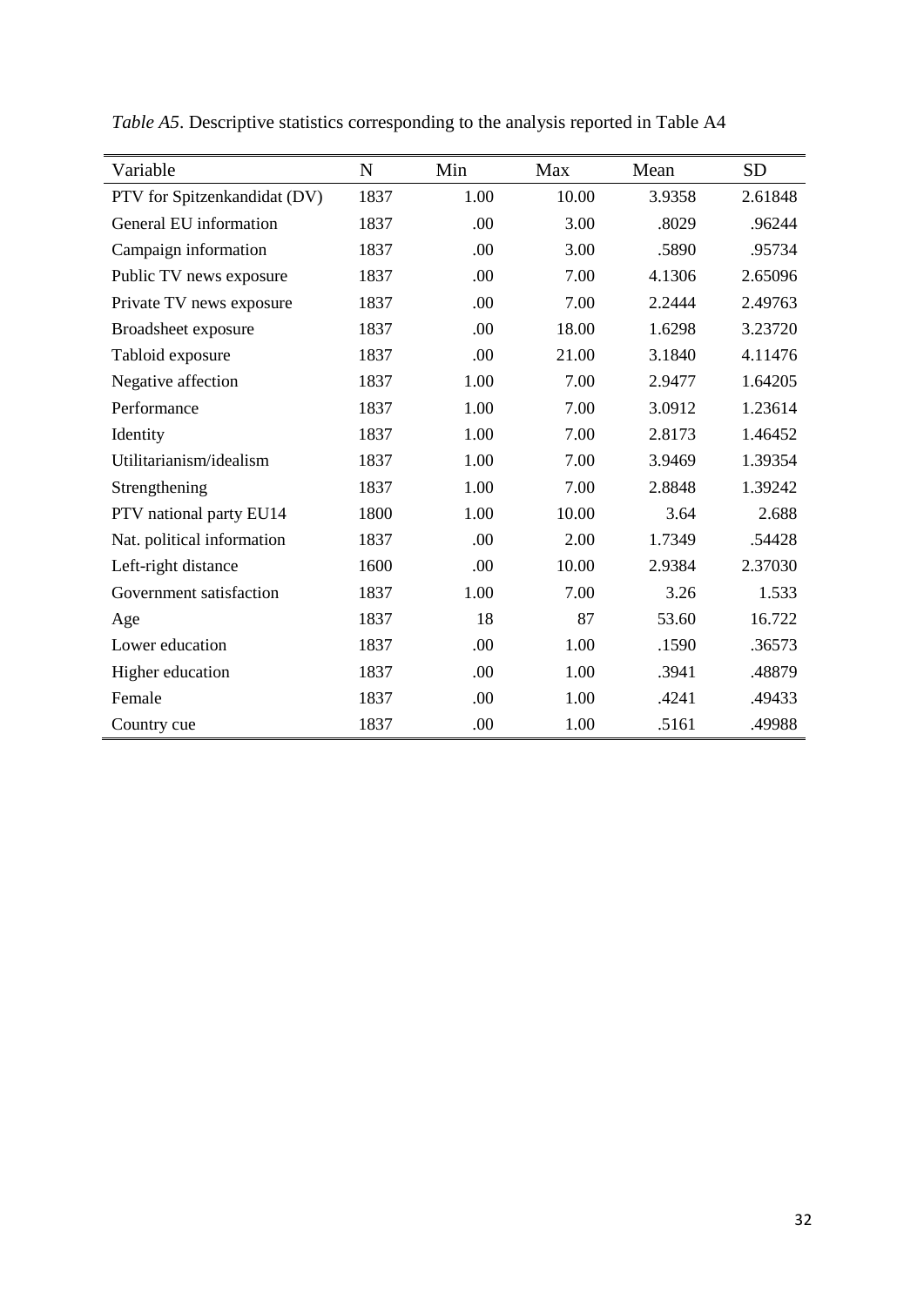*Table A5*. Descriptive statistics corresponding to the analysis reported in Table A4

| Variable | N | Min | Max | Mean | SD |
|---|---|---|---|---|---|
| PTV for Spitzenkandidat (DV) | 1837 | 1.00 | 10.00 | 3.9358 | 2.61848 |
| General EU information | 1837 | .00 | 3.00 | .8029 | .96244 |
| Campaign information | 1837 | .00 | 3.00 | .5890 | .95734 |
| Public TV news exposure | 1837 | .00 | 7.00 | 4.1306 | 2.65096 |
| Private TV news exposure | 1837 | .00 | 7.00 | 2.2444 | 2.49763 |
| Broadsheet exposure | 1837 | .00 | 18.00 | 1.6298 | 3.23720 |
| Tabloid exposure | 1837 | .00 | 21.00 | 3.1840 | 4.11476 |
| Negative affection | 1837 | 1.00 | 7.00 | 2.9477 | 1.64205 |
| Performance | 1837 | 1.00 | 7.00 | 3.0912 | 1.23614 |
| Identity | 1837 | 1.00 | 7.00 | 2.8173 | 1.46452 |
| Utilitarianism/idealism | 1837 | 1.00 | 7.00 | 3.9469 | 1.39354 |
| Strengthening | 1837 | 1.00 | 7.00 | 2.8848 | 1.39242 |
| PTV national party EU14 | 1800 | 1.00 | 10.00 | 3.64 | 2.688 |
| Nat. political information | 1837 | .00 | 2.00 | 1.7349 | .54428 |
| Left-right distance | 1600 | .00 | 10.00 | 2.9384 | 2.37030 |
| Government satisfaction | 1837 | 1.00 | 7.00 | 3.26 | 1.533 |
| Age | 1837 | 18 | 87 | 53.60 | 16.722 |
| Lower education | 1837 | .00 | 1.00 | .1590 | .36573 |
| Higher education | 1837 | .00 | 1.00 | .3941 | .48879 |
| Female | 1837 | .00 | 1.00 | .4241 | .49433 |
| Country cue | 1837 | .00 | 1.00 | .5161 | .49988 |